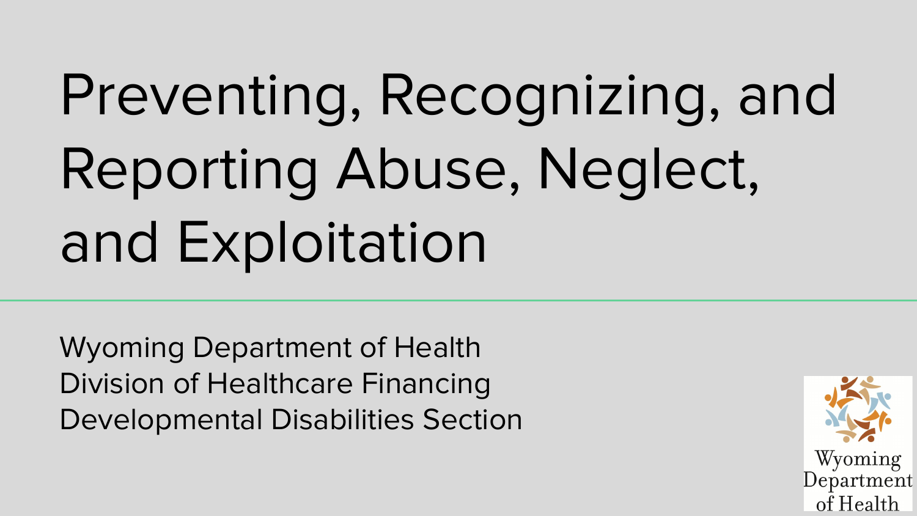# Preventing, Recognizing, and Reporting Abuse, Neglect, and Exploitation

Wyoming Department of Health
Division of Healthcare Financing
Developmental Disabilities Section

Wyoming Department of Health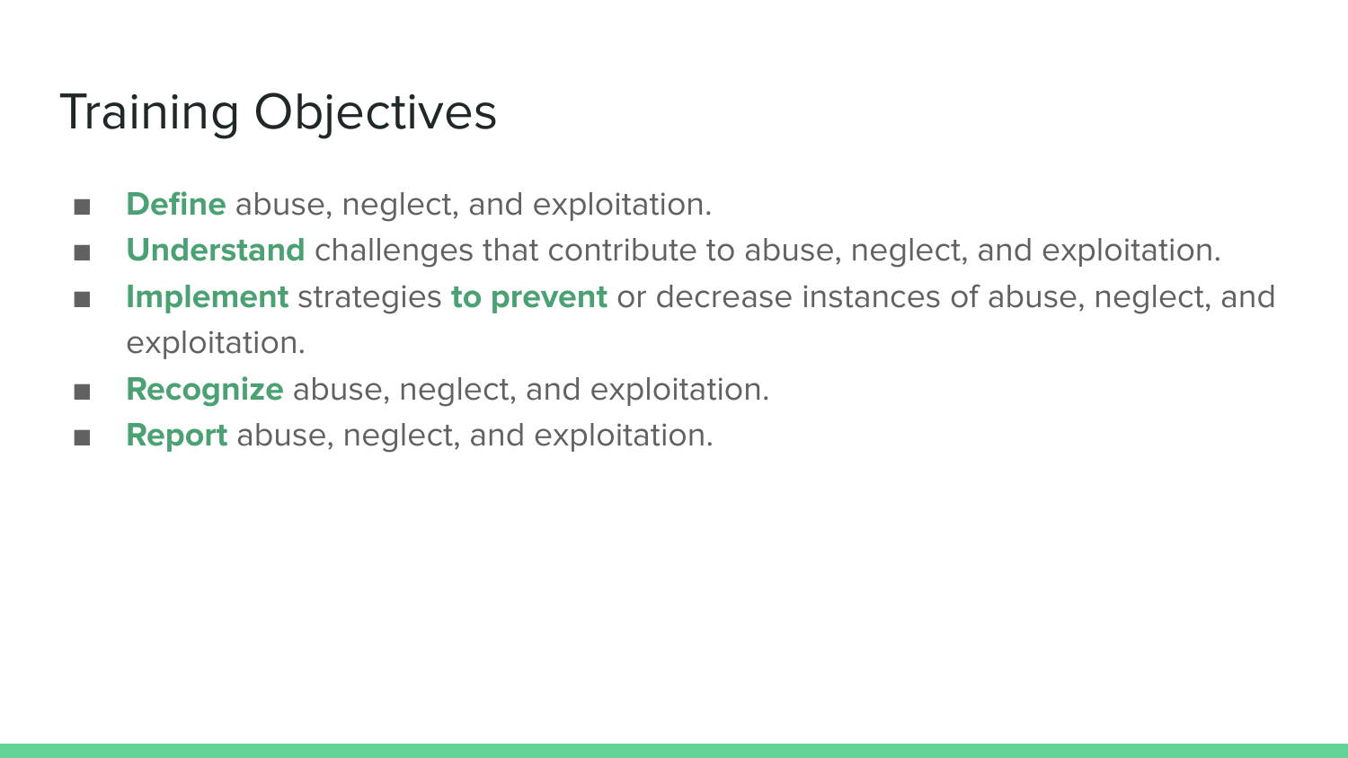# Training Objectives

- **Define** abuse, neglect, and exploitation.
- **Understand** challenges that contribute to abuse, neglect, and exploitation.
- **Implement** strategies **to prevent** or decrease instances of abuse, neglect, and exploitation.
- **Recognize** abuse, neglect, and exploitation.
- **Report** abuse, neglect, and exploitation.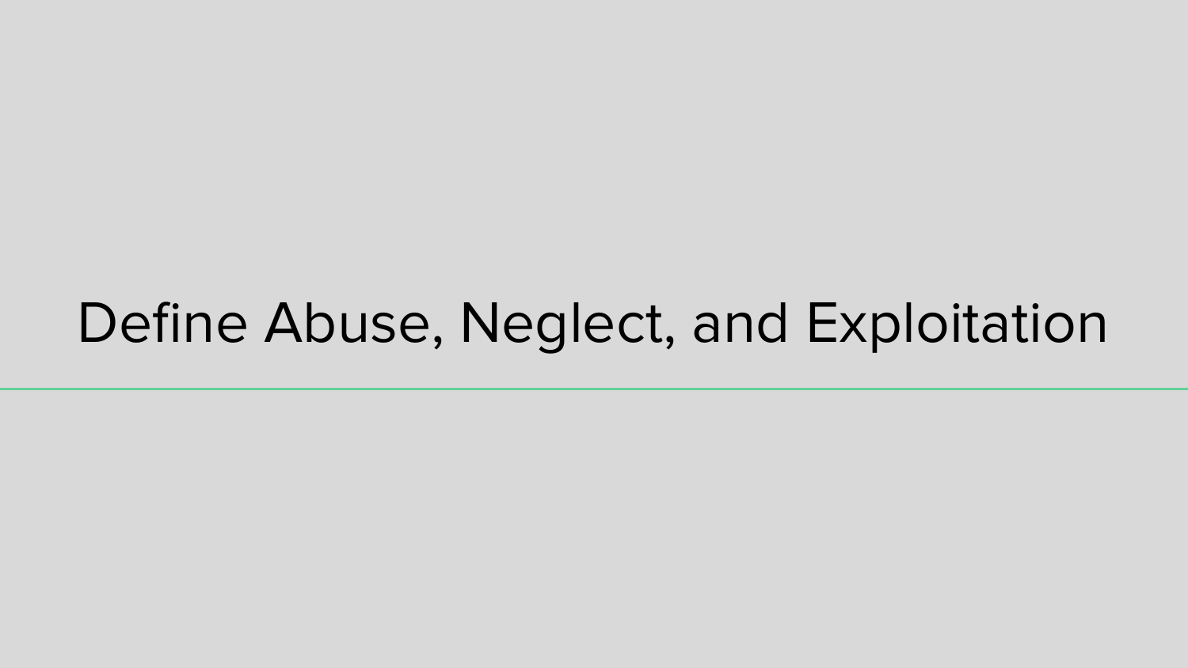# Define Abuse, Neglect, and Exploitation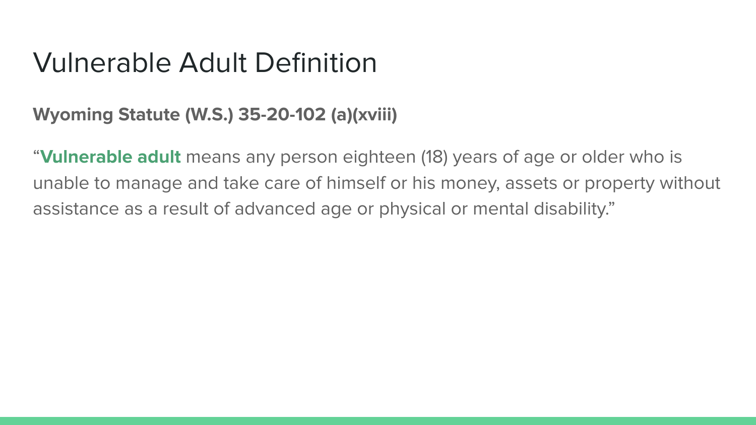# Vulnerable Adult Definition

**Wyoming Statute (W.S.) 35-20-102 (a)(xviii)**

"**Vulnerable adult** means any person eighteen (18) years of age or older who is unable to manage and take care of himself or his money, assets or property without assistance as a result of advanced age or physical or mental disability."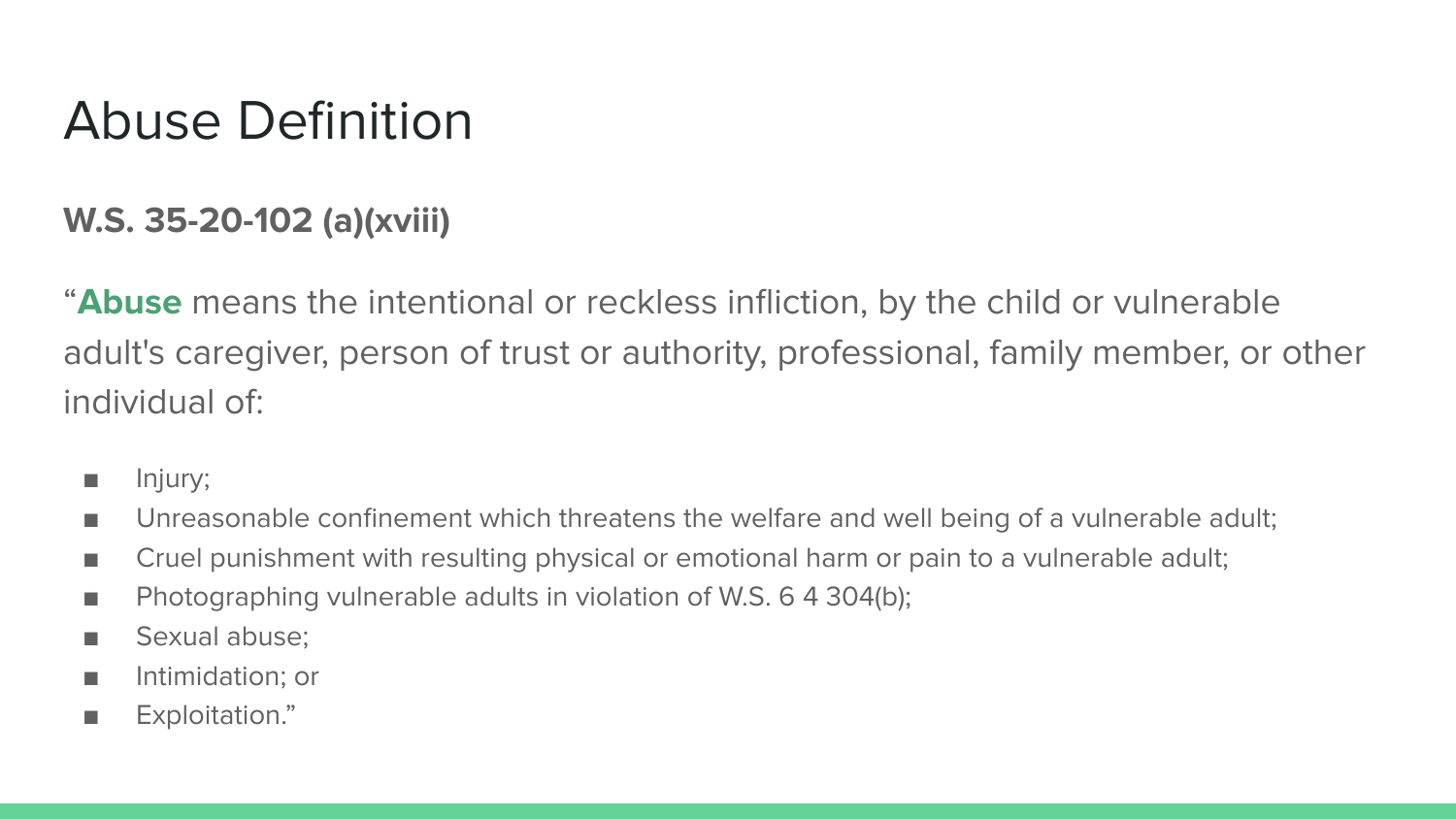# Abuse Definition

**W.S. 35-20-102 (a)(xviii)**

"**Abuse** means the intentional or reckless infliction, by the child or vulnerable adult's caregiver, person of trust or authority, professional, family member, or other individual of:

- Injury;
- Unreasonable confinement which threatens the welfare and well being of a vulnerable adult;
- Cruel punishment with resulting physical or emotional harm or pain to a vulnerable adult;
- Photographing vulnerable adults in violation of W.S. 6 4 304(b);
- Sexual abuse;
- Intimidation; or
- Exploitation."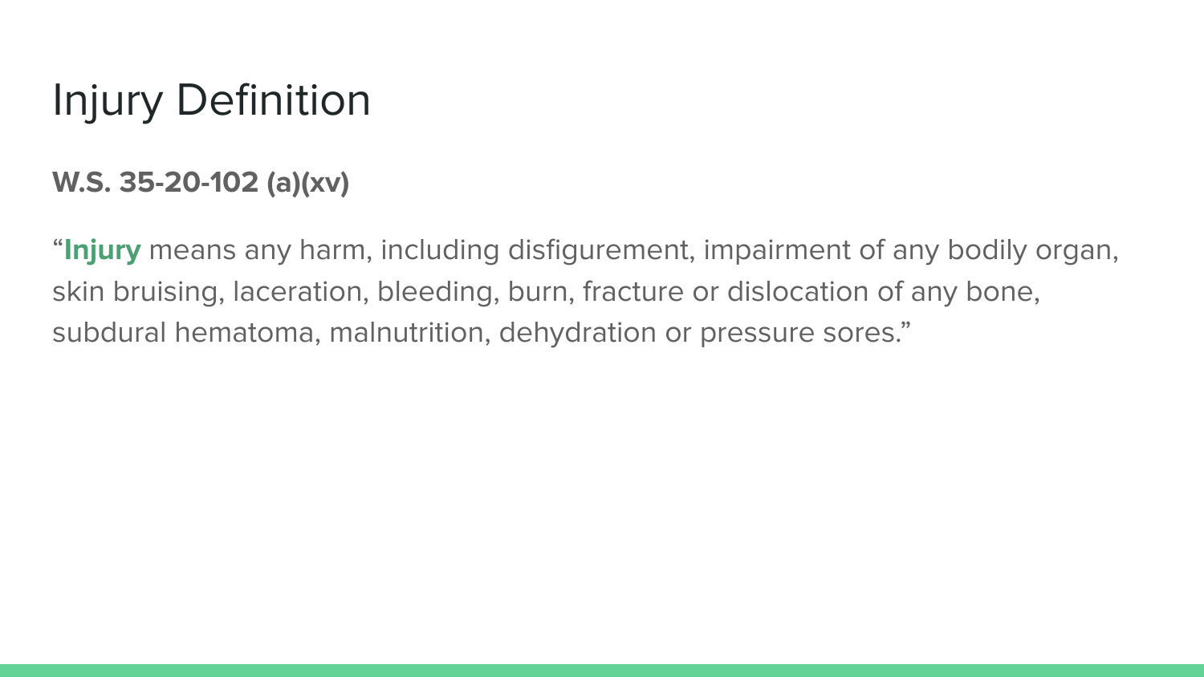# Injury Definition

**W.S. 35-20-102 (a)(xv)**

"**Injury** means any harm, including disfigurement, impairment of any bodily organ, skin bruising, laceration, bleeding, burn, fracture or dislocation of any bone, subdural hematoma, malnutrition, dehydration or pressure sores."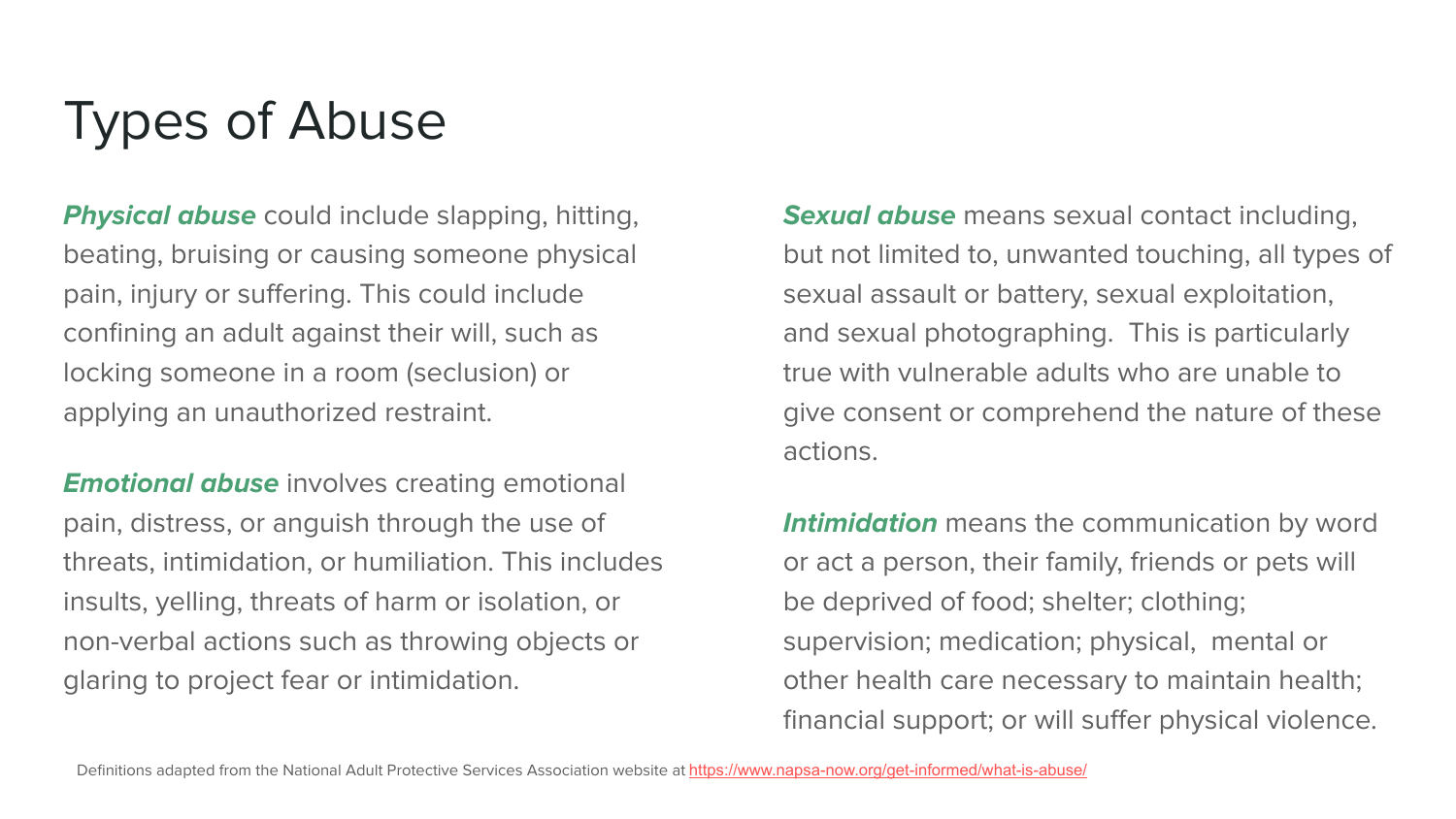# Types of Abuse

***Physical abuse*** could include slapping, hitting, beating, bruising or causing someone physical pain, injury or suffering. This could include confining an adult against their will, such as locking someone in a room (seclusion) or applying an unauthorized restraint.

***Emotional abuse*** involves creating emotional pain, distress, or anguish through the use of threats, intimidation, or humiliation. This includes insults, yelling, threats of harm or isolation, or non-verbal actions such as throwing objects or glaring to project fear or intimidation.

***Sexual abuse*** means sexual contact including, but not limited to, unwanted touching, all types of sexual assault or battery, sexual exploitation, and sexual photographing. This is particularly true with vulnerable adults who are unable to give consent or comprehend the nature of these actions.

***Intimidation*** means the communication by word or act a person, their family, friends or pets will be deprived of food; shelter; clothing; supervision; medication; physical, mental or other health care necessary to maintain health; financial support; or will suffer physical violence.

Definitions adapted from the National Adult Protective Services Association website at [https://www.napsa-now.org/get-informed/what-is-abuse/](https://www.napsa-now.org/get-informed/what-is-abuse/)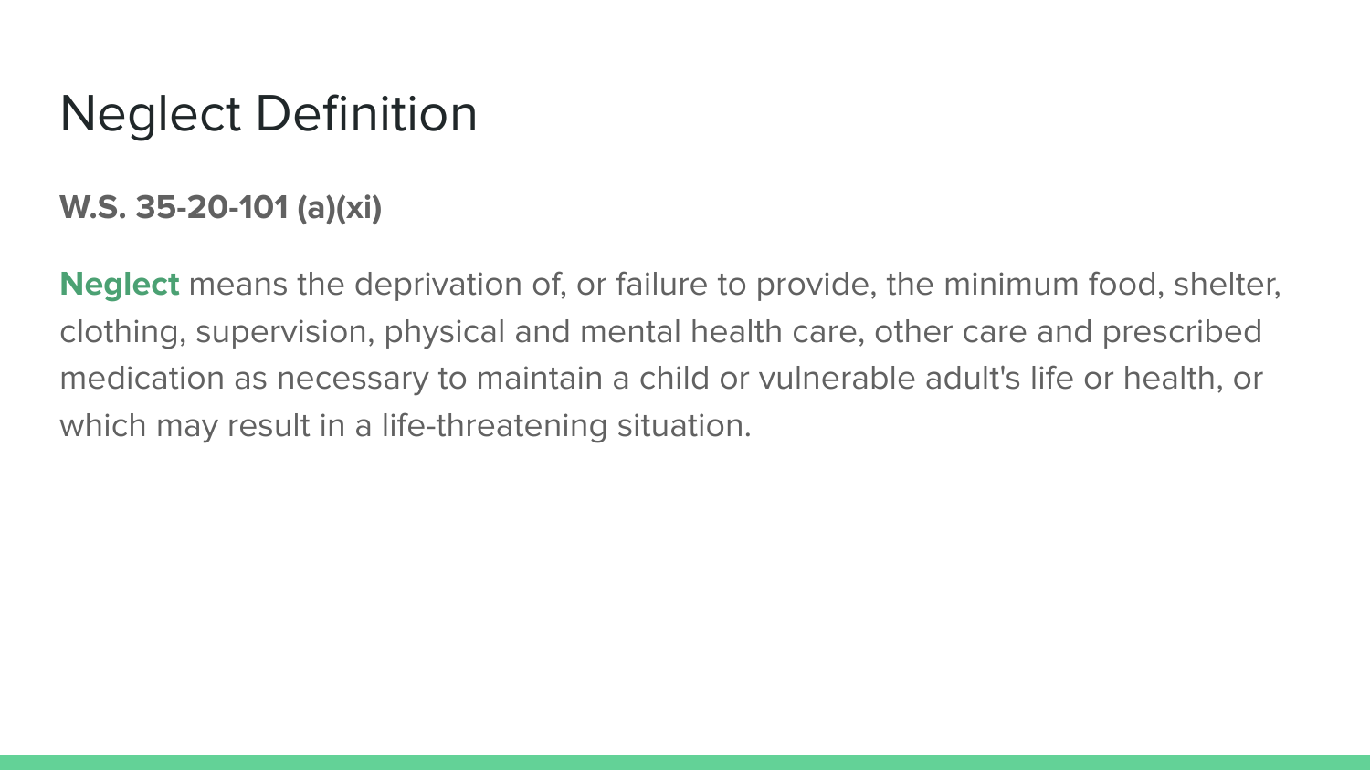# Neglect Definition

**W.S. 35-20-101 (a)(xi)**

**Neglect** means the deprivation of, or failure to provide, the minimum food, shelter, clothing, supervision, physical and mental health care, other care and prescribed medication as necessary to maintain a child or vulnerable adult's life or health, or which may result in a life-threatening situation.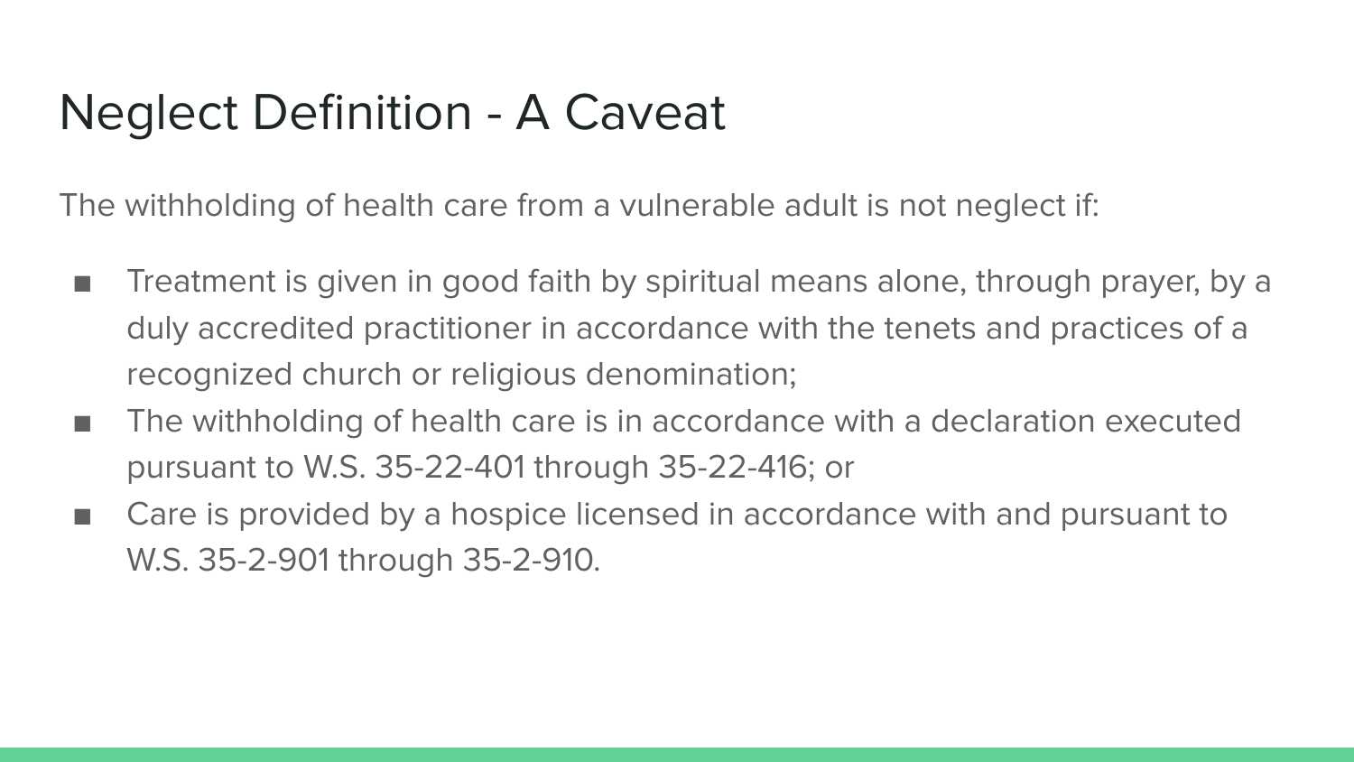# Neglect Definition - A Caveat

The withholding of health care from a vulnerable adult is not neglect if:

- Treatment is given in good faith by spiritual means alone, through prayer, by a duly accredited practitioner in accordance with the tenets and practices of a recognized church or religious denomination;
- The withholding of health care is in accordance with a declaration executed pursuant to W.S. 35-22-401 through 35-22-416; or
- Care is provided by a hospice licensed in accordance with and pursuant to W.S. 35-2-901 through 35-2-910.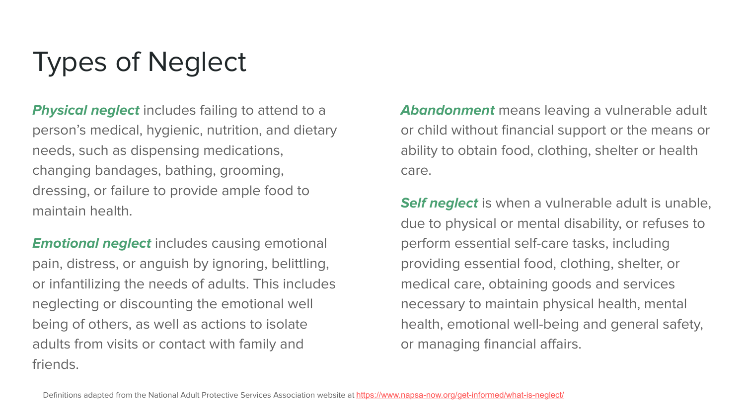# Types of Neglect

***Physical neglect*** includes failing to attend to a person's medical, hygienic, nutrition, and dietary needs, such as dispensing medications, changing bandages, bathing, grooming, dressing, or failure to provide ample food to maintain health.

***Emotional neglect*** includes causing emotional pain, distress, or anguish by ignoring, belittling, or infantilizing the needs of adults. This includes neglecting or discounting the emotional well being of others, as well as actions to isolate adults from visits or contact with family and friends.

***Abandonment*** means leaving a vulnerable adult or child without financial support or the means or ability to obtain food, clothing, shelter or health care.

***Self neglect*** is when a vulnerable adult is unable, due to physical or mental disability, or refuses to perform essential self-care tasks, including providing essential food, clothing, shelter, or medical care, obtaining goods and services necessary to maintain physical health, mental health, emotional well-being and general safety, or managing financial affairs.

Definitions adapted from the National Adult Protective Services Association website at https://www.napsa-now.org/get-informed/what-is-neglect/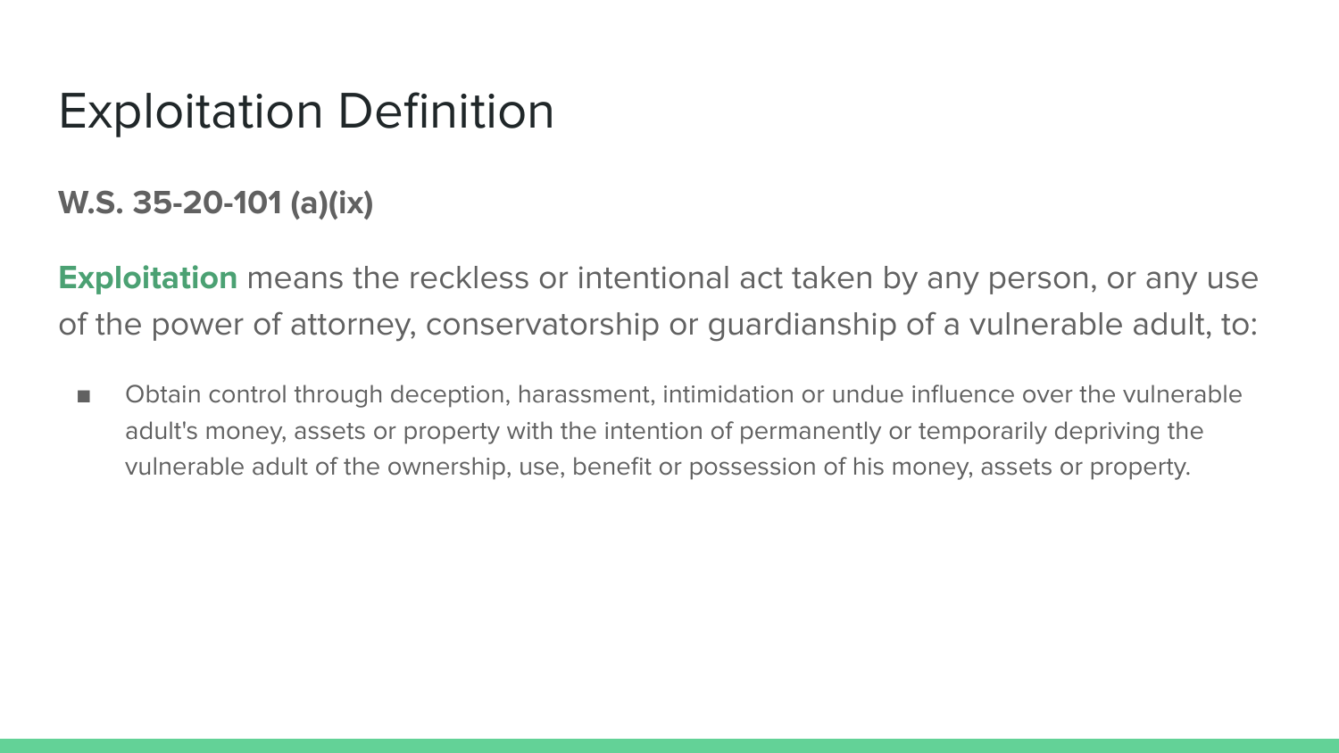# Exploitation Definition

**W.S. 35-20-101 (a)(ix)**

**Exploitation** means the reckless or intentional act taken by any person, or any use of the power of attorney, conservatorship or guardianship of a vulnerable adult, to:

- Obtain control through deception, harassment, intimidation or undue influence over the vulnerable adult's money, assets or property with the intention of permanently or temporarily depriving the vulnerable adult of the ownership, use, benefit or possession of his money, assets or property.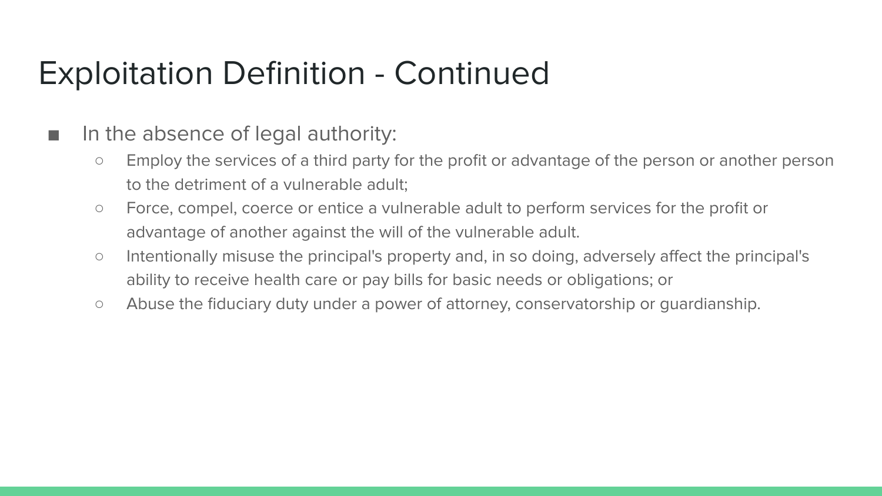# Exploitation Definition - Continued

- In the absence of legal authority:
  - Employ the services of a third party for the profit or advantage of the person or another person to the detriment of a vulnerable adult;
  - Force, compel, coerce or entice a vulnerable adult to perform services for the profit or advantage of another against the will of the vulnerable adult.
  - Intentionally misuse the principal's property and, in so doing, adversely affect the principal's ability to receive health care or pay bills for basic needs or obligations; or
  - Abuse the fiduciary duty under a power of attorney, conservatorship or guardianship.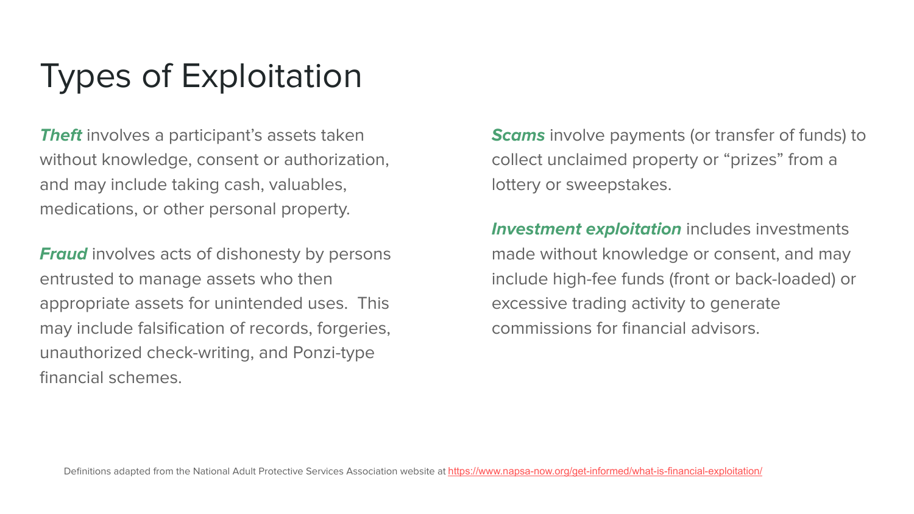# Types of Exploitation

***Theft*** involves a participant's assets taken without knowledge, consent or authorization, and may include taking cash, valuables, medications, or other personal property.

***Fraud*** involves acts of dishonesty by persons entrusted to manage assets who then appropriate assets for unintended uses. This may include falsification of records, forgeries, unauthorized check-writing, and Ponzi-type financial schemes.

***Scams*** involve payments (or transfer of funds) to collect unclaimed property or "prizes" from a lottery or sweepstakes.

***Investment exploitation*** includes investments made without knowledge or consent, and may include high-fee funds (front or back-loaded) or excessive trading activity to generate commissions for financial advisors.

Definitions adapted from the National Adult Protective Services Association website at https://www.napsa-now.org/get-informed/what-is-financial-exploitation/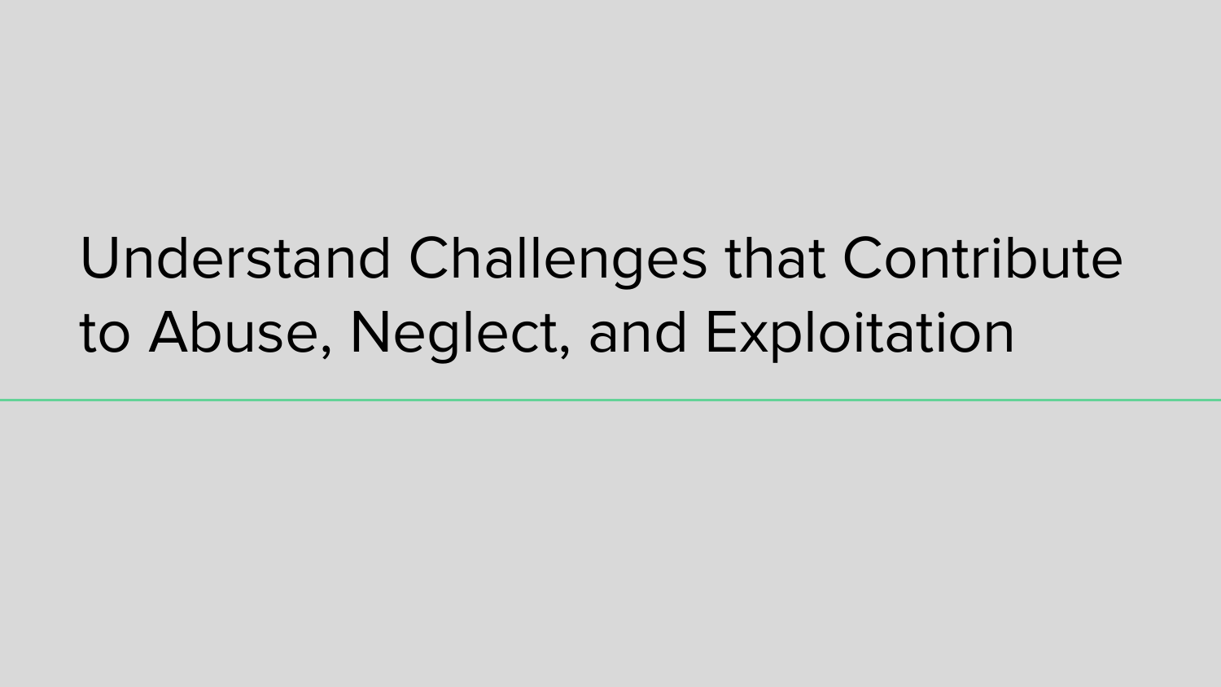# Understand Challenges that Contribute to Abuse, Neglect, and Exploitation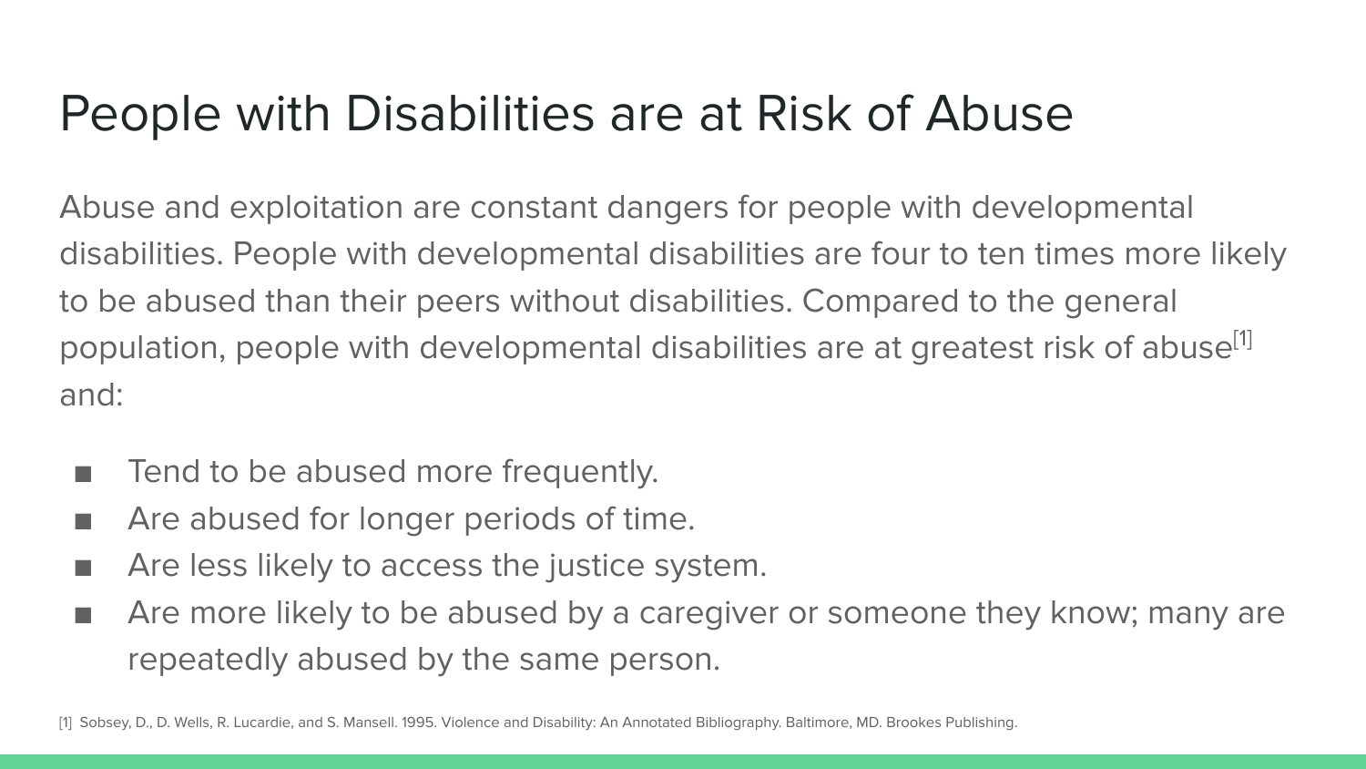# People with Disabilities are at Risk of Abuse

Abuse and exploitation are constant dangers for people with developmental disabilities. People with developmental disabilities are four to ten times more likely to be abused than their peers without disabilities. Compared to the general population, people with developmental disabilities are at greatest risk of abuse[1] and:

- Tend to be abused more frequently.
- Are abused for longer periods of time.
- Are less likely to access the justice system.
- Are more likely to be abused by a caregiver or someone they know; many are repeatedly abused by the same person.

[1] Sobsey, D., D. Wells, R. Lucardie, and S. Mansell. 1995. Violence and Disability: An Annotated Bibliography. Baltimore, MD. Brookes Publishing.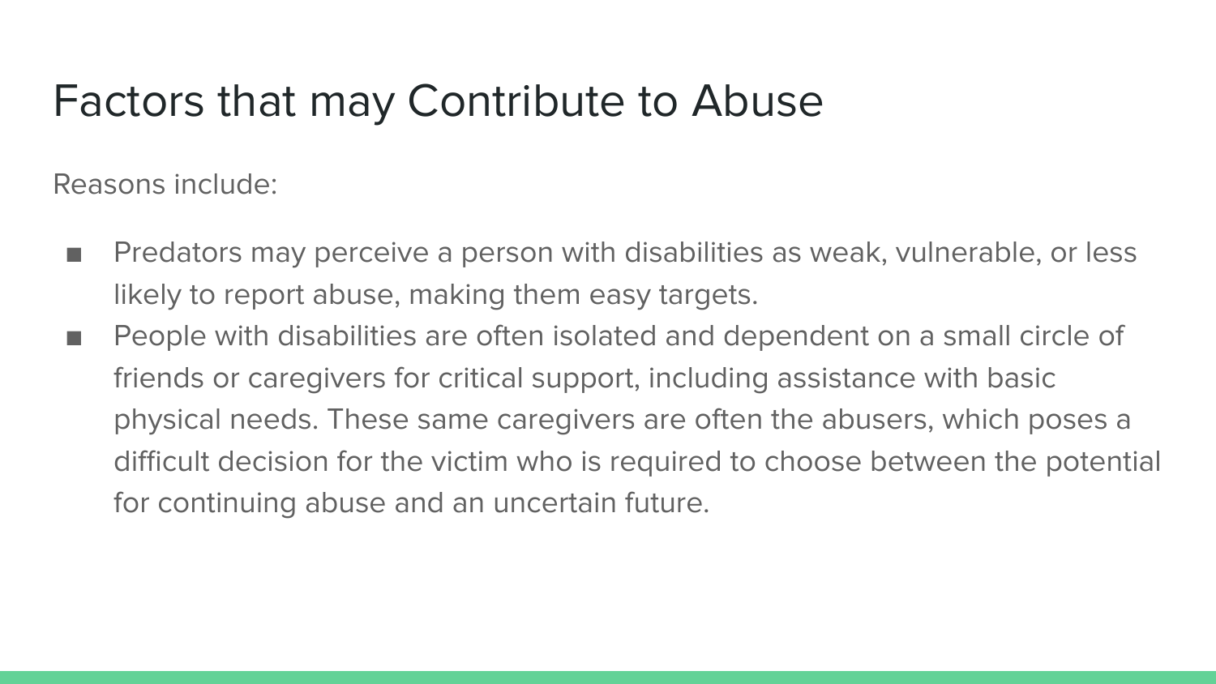# Factors that may Contribute to Abuse

Reasons include:

- Predators may perceive a person with disabilities as weak, vulnerable, or less likely to report abuse, making them easy targets.
- People with disabilities are often isolated and dependent on a small circle of friends or caregivers for critical support, including assistance with basic physical needs. These same caregivers are often the abusers, which poses a difficult decision for the victim who is required to choose between the potential for continuing abuse and an uncertain future.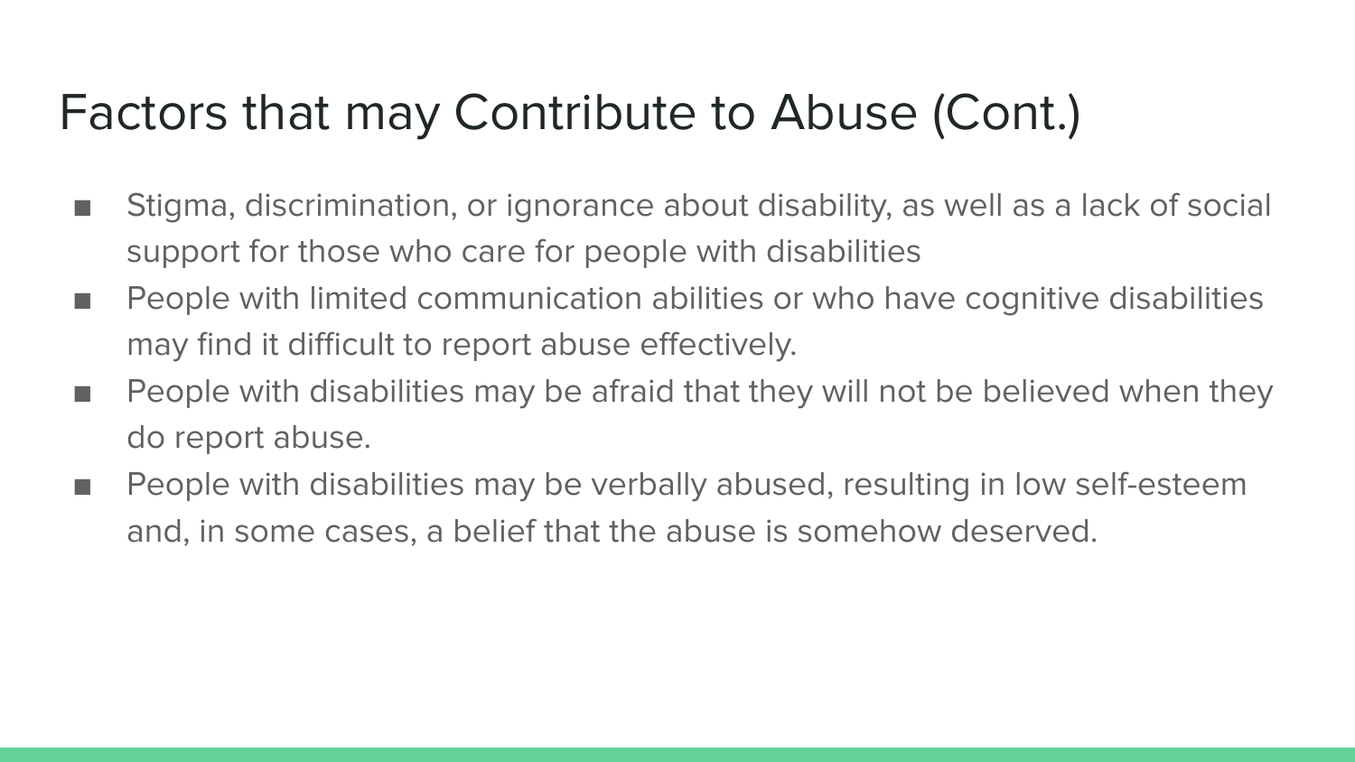# Factors that may Contribute to Abuse (Cont.)

- Stigma, discrimination, or ignorance about disability, as well as a lack of social support for those who care for people with disabilities
- People with limited communication abilities or who have cognitive disabilities may find it difficult to report abuse effectively.
- People with disabilities may be afraid that they will not be believed when they do report abuse.
- People with disabilities may be verbally abused, resulting in low self-esteem and, in some cases, a belief that the abuse is somehow deserved.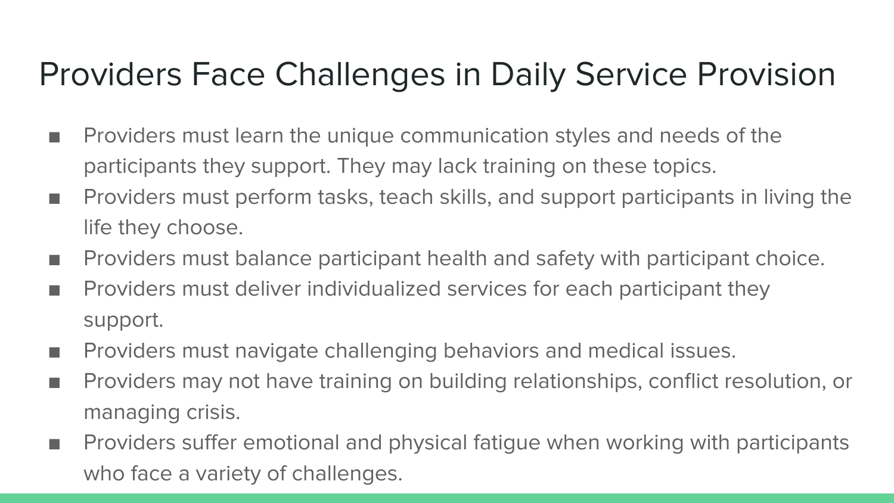# Providers Face Challenges in Daily Service Provision

- Providers must learn the unique communication styles and needs of the participants they support. They may lack training on these topics.
- Providers must perform tasks, teach skills, and support participants in living the life they choose.
- Providers must balance participant health and safety with participant choice.
- Providers must deliver individualized services for each participant they support.
- Providers must navigate challenging behaviors and medical issues.
- Providers may not have training on building relationships, conflict resolution, or managing crisis.
- Providers suffer emotional and physical fatigue when working with participants who face a variety of challenges.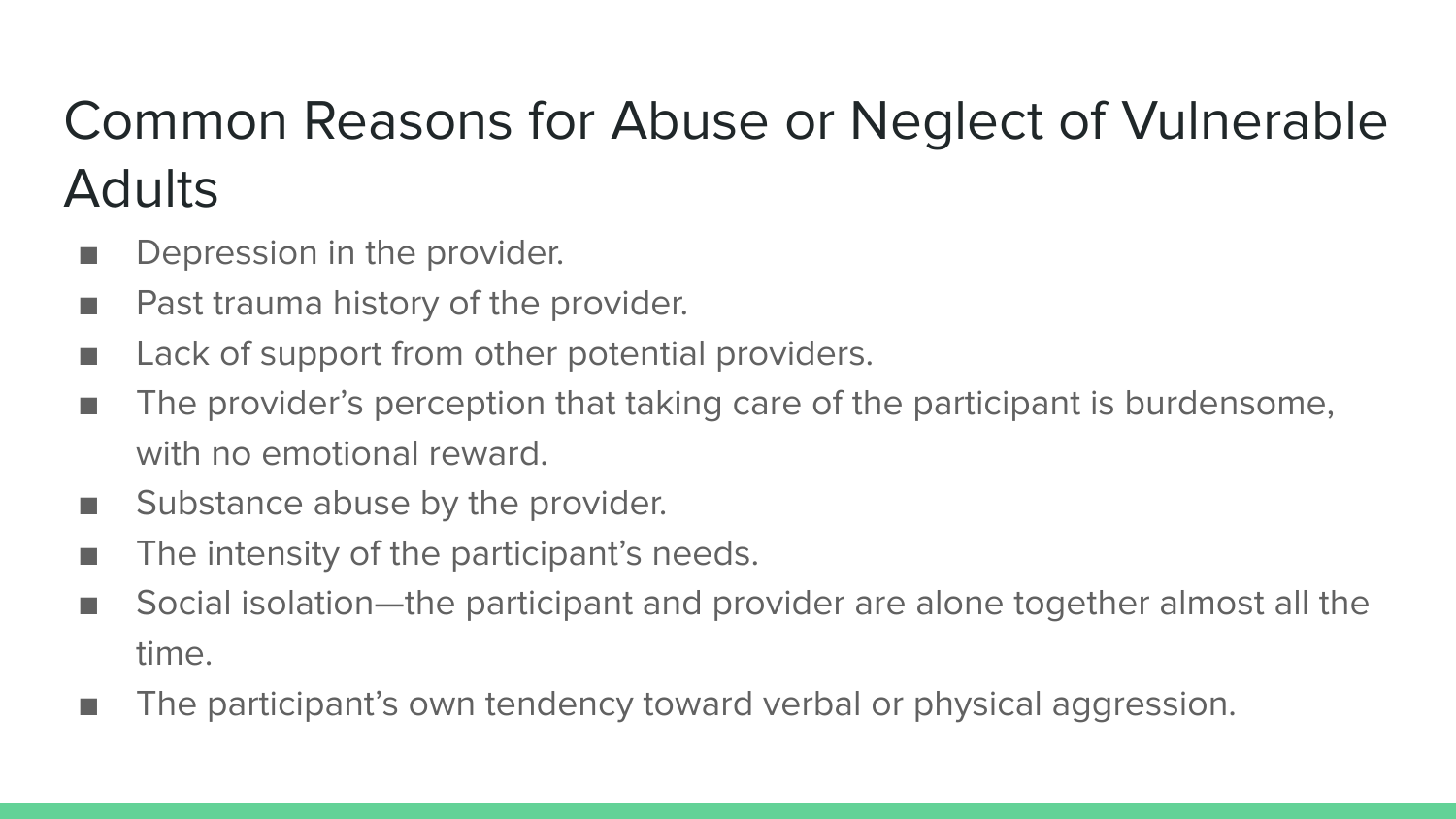# Common Reasons for Abuse or Neglect of Vulnerable Adults

- Depression in the provider.
- Past trauma history of the provider.
- Lack of support from other potential providers.
- The provider's perception that taking care of the participant is burdensome, with no emotional reward.
- Substance abuse by the provider.
- The intensity of the participant's needs.
- Social isolation—the participant and provider are alone together almost all the time.
- The participant's own tendency toward verbal or physical aggression.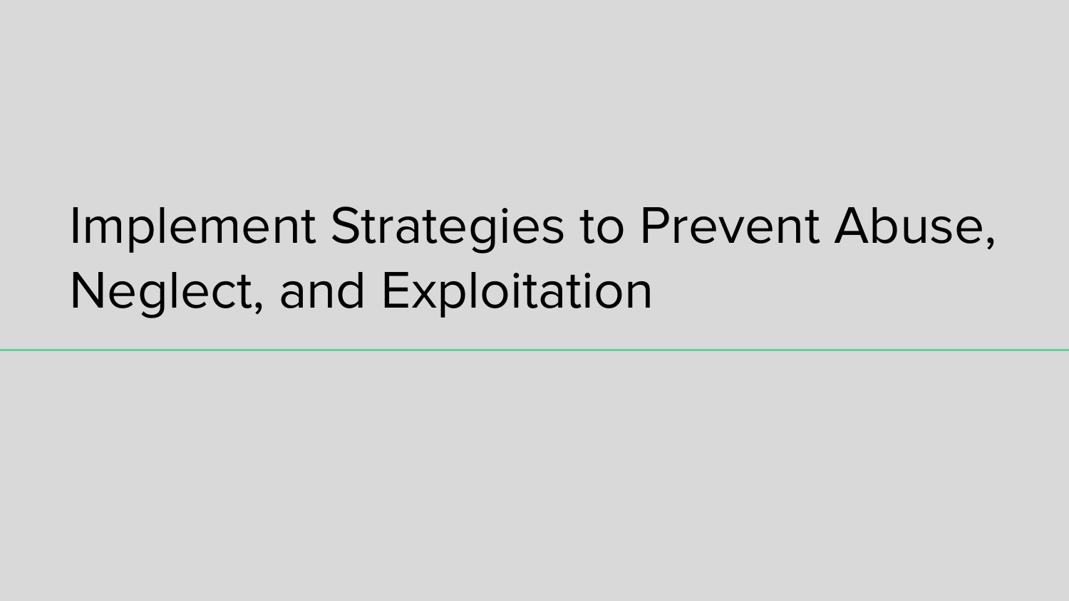# Implement Strategies to Prevent Abuse, Neglect, and Exploitation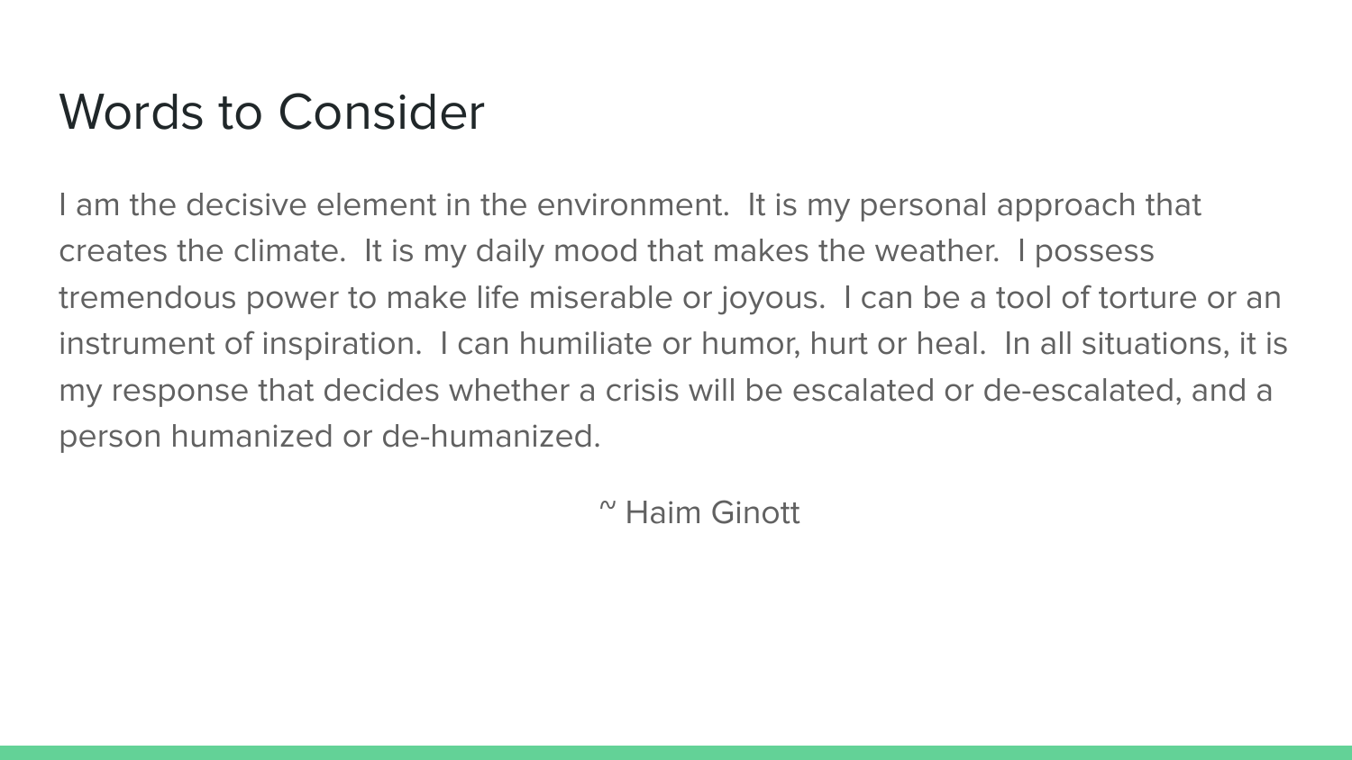# Words to Consider

I am the decisive element in the environment. It is my personal approach that creates the climate. It is my daily mood that makes the weather. I possess tremendous power to make life miserable or joyous. I can be a tool of torture or an instrument of inspiration. I can humiliate or humor, hurt or heal. In all situations, it is my response that decides whether a crisis will be escalated or de-escalated, and a person humanized or de-humanized.

~ Haim Ginott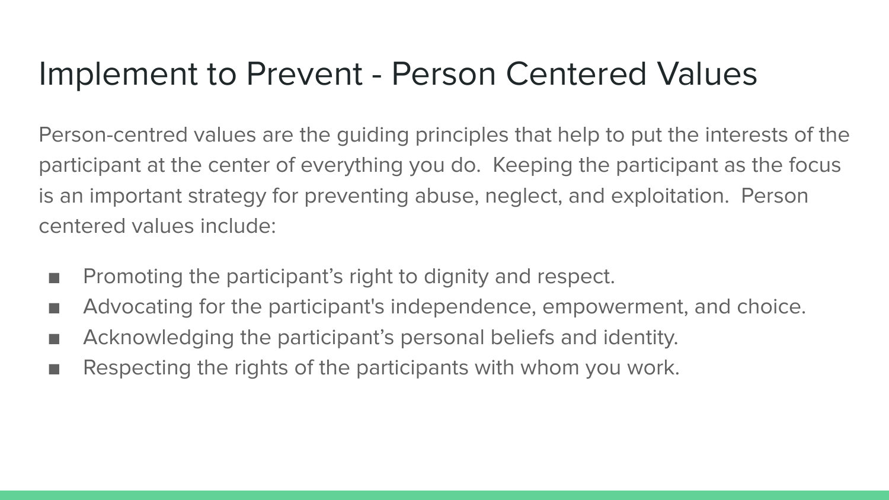# Implement to Prevent - Person Centered Values

Person-centred values are the guiding principles that help to put the interests of the participant at the center of everything you do.  Keeping the participant as the focus is an important strategy for preventing abuse, neglect, and exploitation.  Person centered values include:

- Promoting the participant’s right to dignity and respect.
- Advocating for the participant's independence, empowerment, and choice.
- Acknowledging the participant’s personal beliefs and identity.
- Respecting the rights of the participants with whom you work.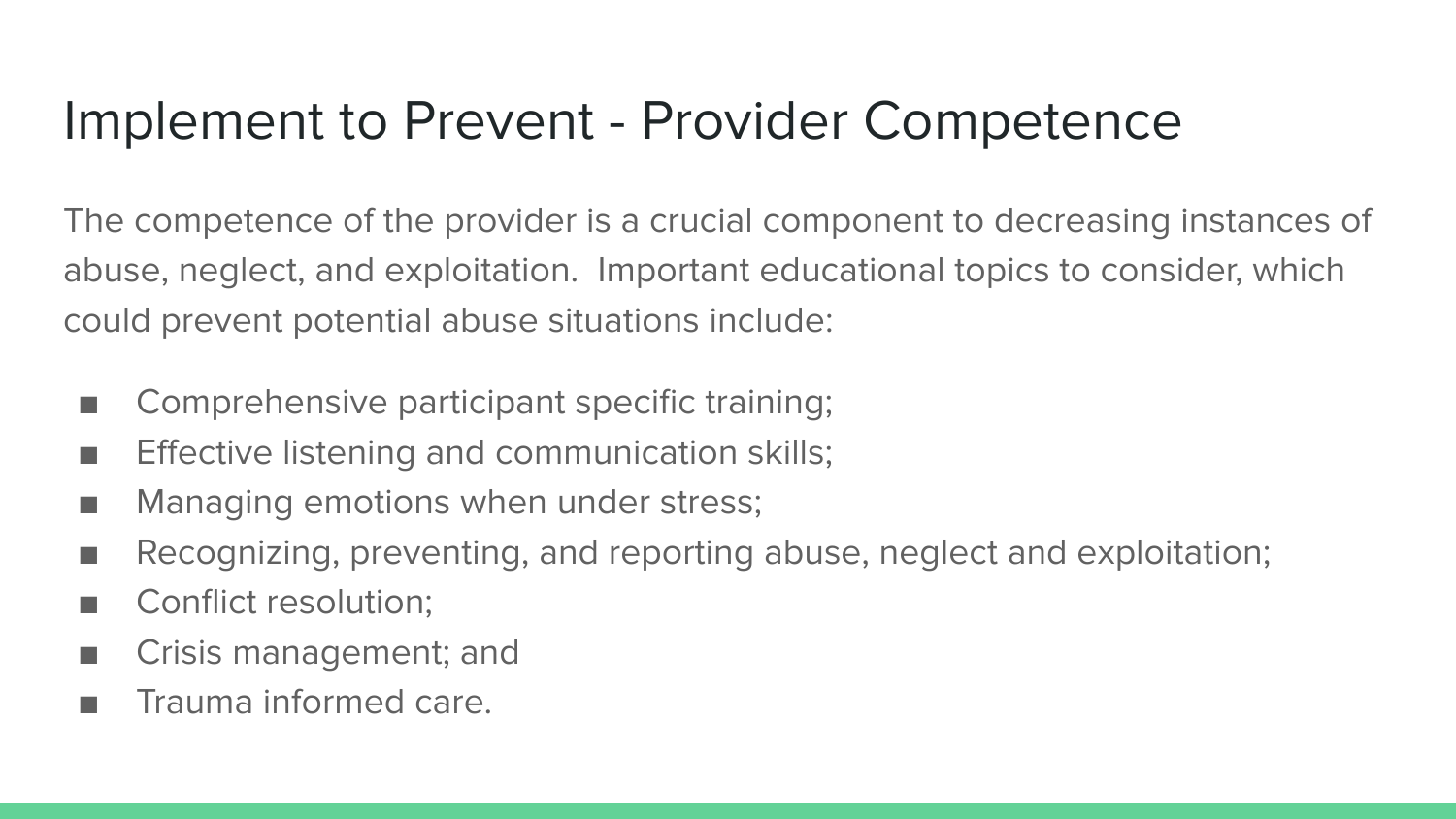# Implement to Prevent - Provider Competence

The competence of the provider is a crucial component to decreasing instances of abuse, neglect, and exploitation.  Important educational topics to consider, which could prevent potential abuse situations include:

- Comprehensive participant specific training;
- Effective listening and communication skills;
- Managing emotions when under stress;
- Recognizing, preventing, and reporting abuse, neglect and exploitation;
- Conflict resolution;
- Crisis management; and
- Trauma informed care.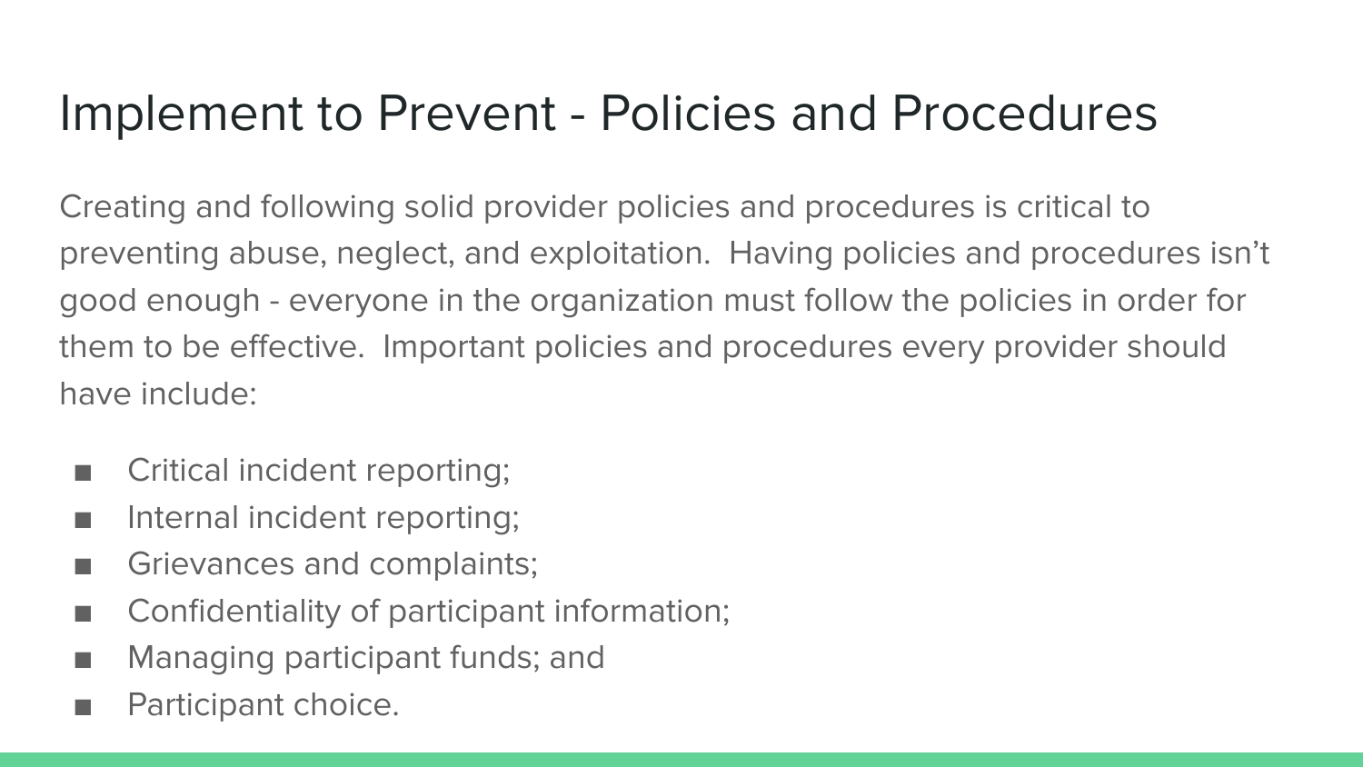# Implement to Prevent - Policies and Procedures

Creating and following solid provider policies and procedures is critical to preventing abuse, neglect, and exploitation. Having policies and procedures isn't good enough - everyone in the organization must follow the policies in order for them to be effective. Important policies and procedures every provider should have include:

- Critical incident reporting;
- Internal incident reporting;
- Grievances and complaints;
- Confidentiality of participant information;
- Managing participant funds; and
- Participant choice.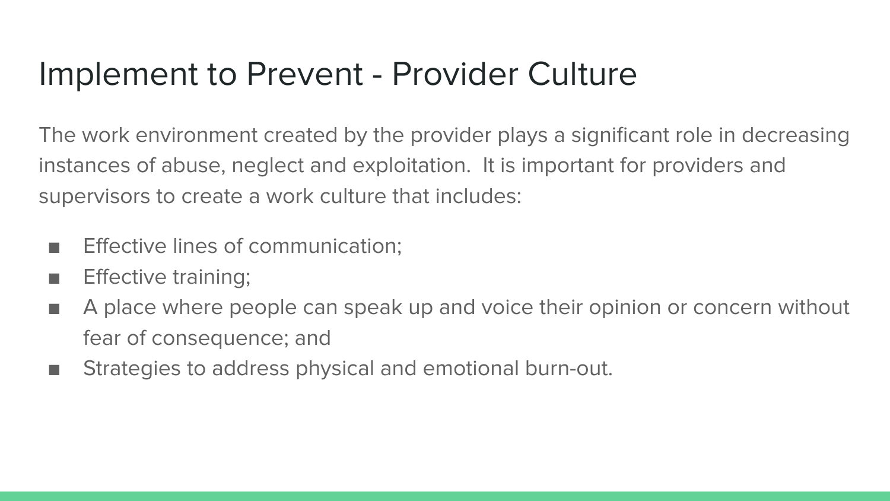# Implement to Prevent - Provider Culture

The work environment created by the provider plays a significant role in decreasing instances of abuse, neglect and exploitation. It is important for providers and supervisors to create a work culture that includes:

- Effective lines of communication;
- Effective training;
- A place where people can speak up and voice their opinion or concern without fear of consequence; and
- Strategies to address physical and emotional burn-out.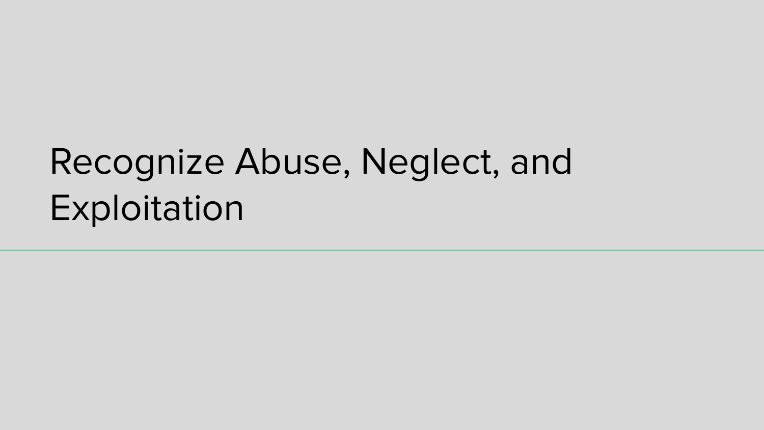# Recognize Abuse, Neglect, and Exploitation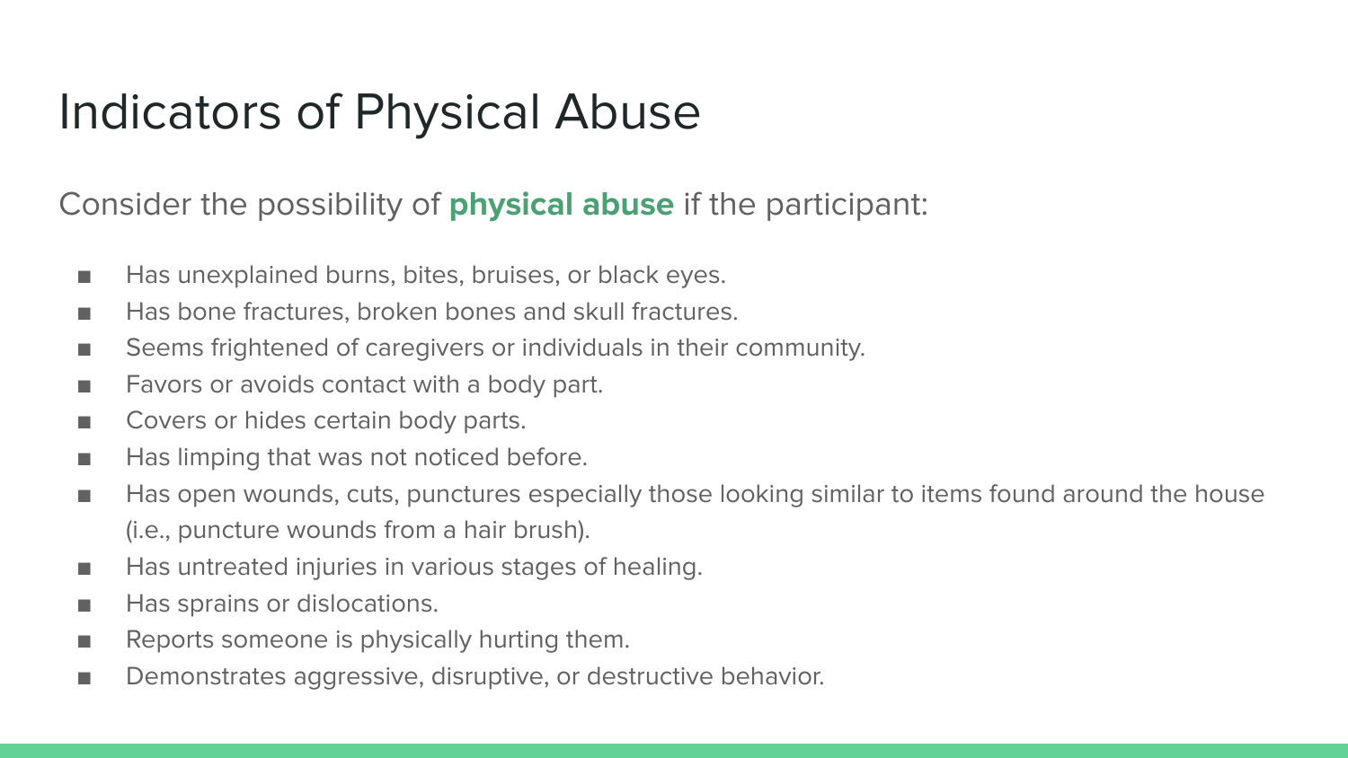# Indicators of Physical Abuse

Consider the possibility of **physical abuse** if the participant:

- Has unexplained burns, bites, bruises, or black eyes.
- Has bone fractures, broken bones and skull fractures.
- Seems frightened of caregivers or individuals in their community.
- Favors or avoids contact with a body part.
- Covers or hides certain body parts.
- Has limping that was not noticed before.
- Has open wounds, cuts, punctures especially those looking similar to items found around the house (i.e., puncture wounds from a hair brush).
- Has untreated injuries in various stages of healing.
- Has sprains or dislocations.
- Reports someone is physically hurting them.
- Demonstrates aggressive, disruptive, or destructive behavior.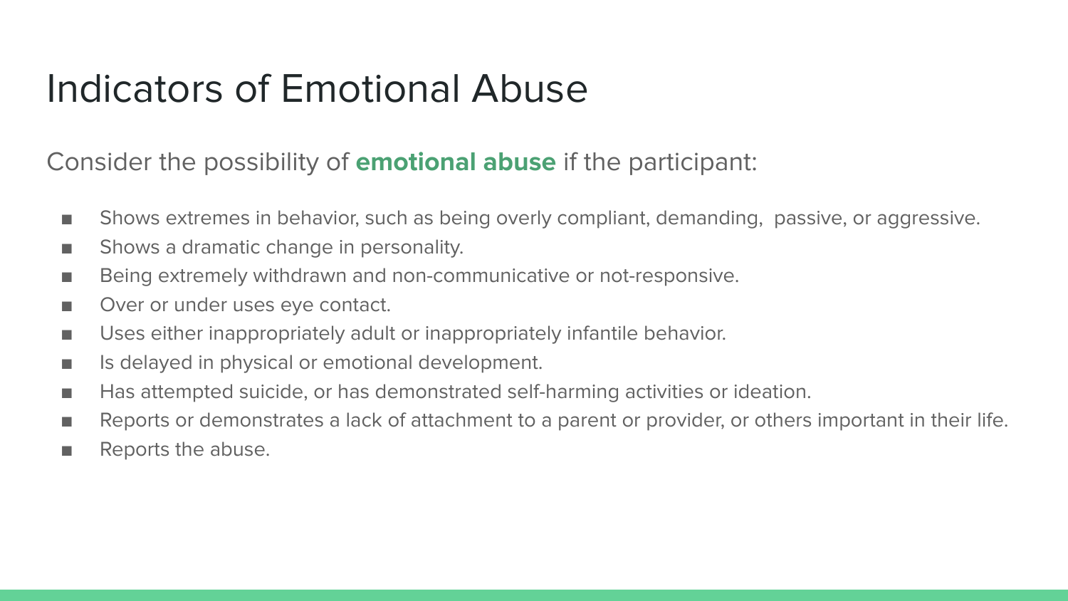# Indicators of Emotional Abuse

Consider the possibility of **emotional abuse** if the participant:

- Shows extremes in behavior, such as being overly compliant, demanding, passive, or aggressive.
- Shows a dramatic change in personality.
- Being extremely withdrawn and non-communicative or not-responsive.
- Over or under uses eye contact.
- Uses either inappropriately adult or inappropriately infantile behavior.
- Is delayed in physical or emotional development.
- Has attempted suicide, or has demonstrated self-harming activities or ideation.
- Reports or demonstrates a lack of attachment to a parent or provider, or others important in their life.
- Reports the abuse.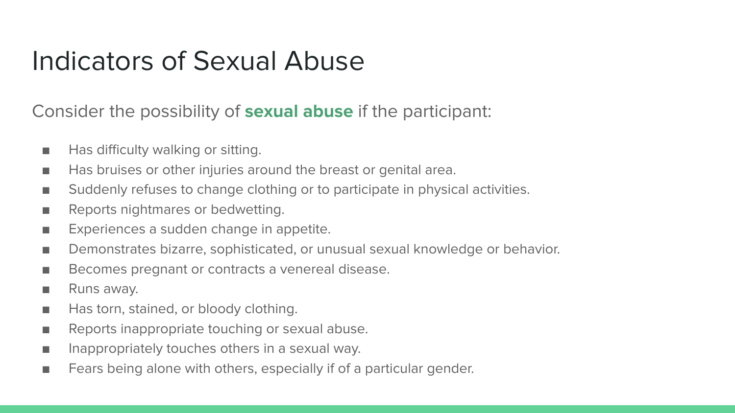# Indicators of Sexual Abuse

Consider the possibility of **sexual abuse** if the participant:

- Has difficulty walking or sitting.
- Has bruises or other injuries around the breast or genital area.
- Suddenly refuses to change clothing or to participate in physical activities.
- Reports nightmares or bedwetting.
- Experiences a sudden change in appetite.
- Demonstrates bizarre, sophisticated, or unusual sexual knowledge or behavior.
- Becomes pregnant or contracts a venereal disease.
- Runs away.
- Has torn, stained, or bloody clothing.
- Reports inappropriate touching or sexual abuse.
- Inappropriately touches others in a sexual way.
- Fears being alone with others, especially if of a particular gender.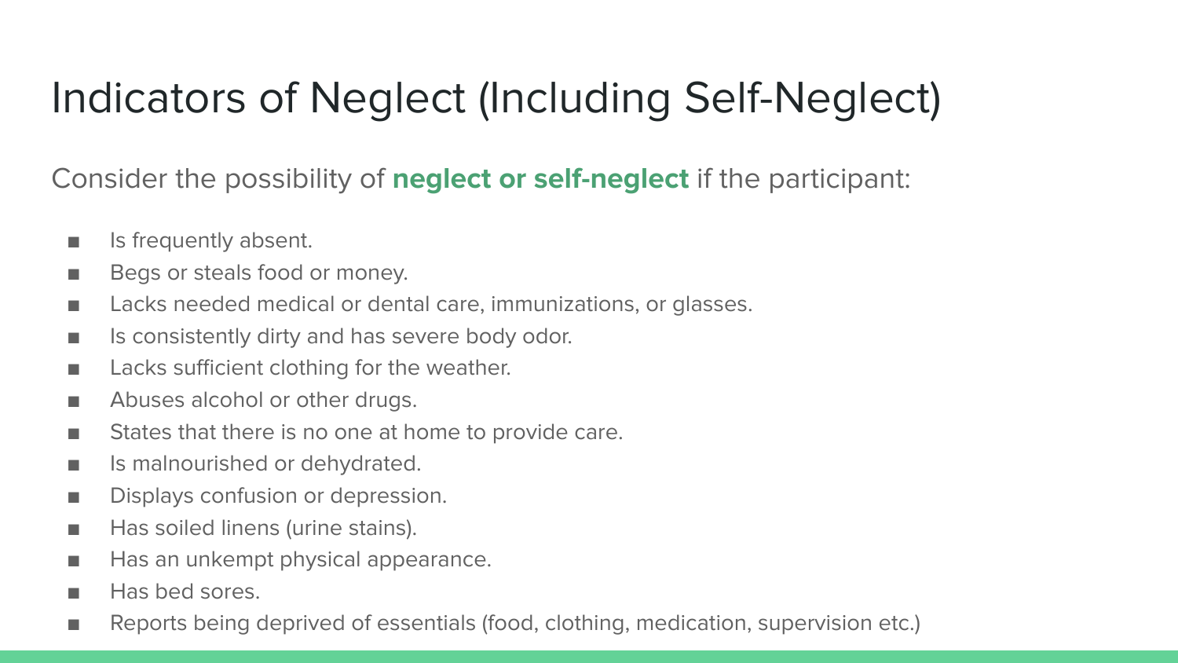# Indicators of Neglect (Including Self-Neglect)

Consider the possibility of **neglect or self-neglect** if the participant:

- Is frequently absent.
- Begs or steals food or money.
- Lacks needed medical or dental care, immunizations, or glasses.
- Is consistently dirty and has severe body odor.
- Lacks sufficient clothing for the weather.
- Abuses alcohol or other drugs.
- States that there is no one at home to provide care.
- Is malnourished or dehydrated.
- Displays confusion or depression.
- Has soiled linens (urine stains).
- Has an unkempt physical appearance.
- Has bed sores.
- Reports being deprived of essentials (food, clothing, medication, supervision etc.)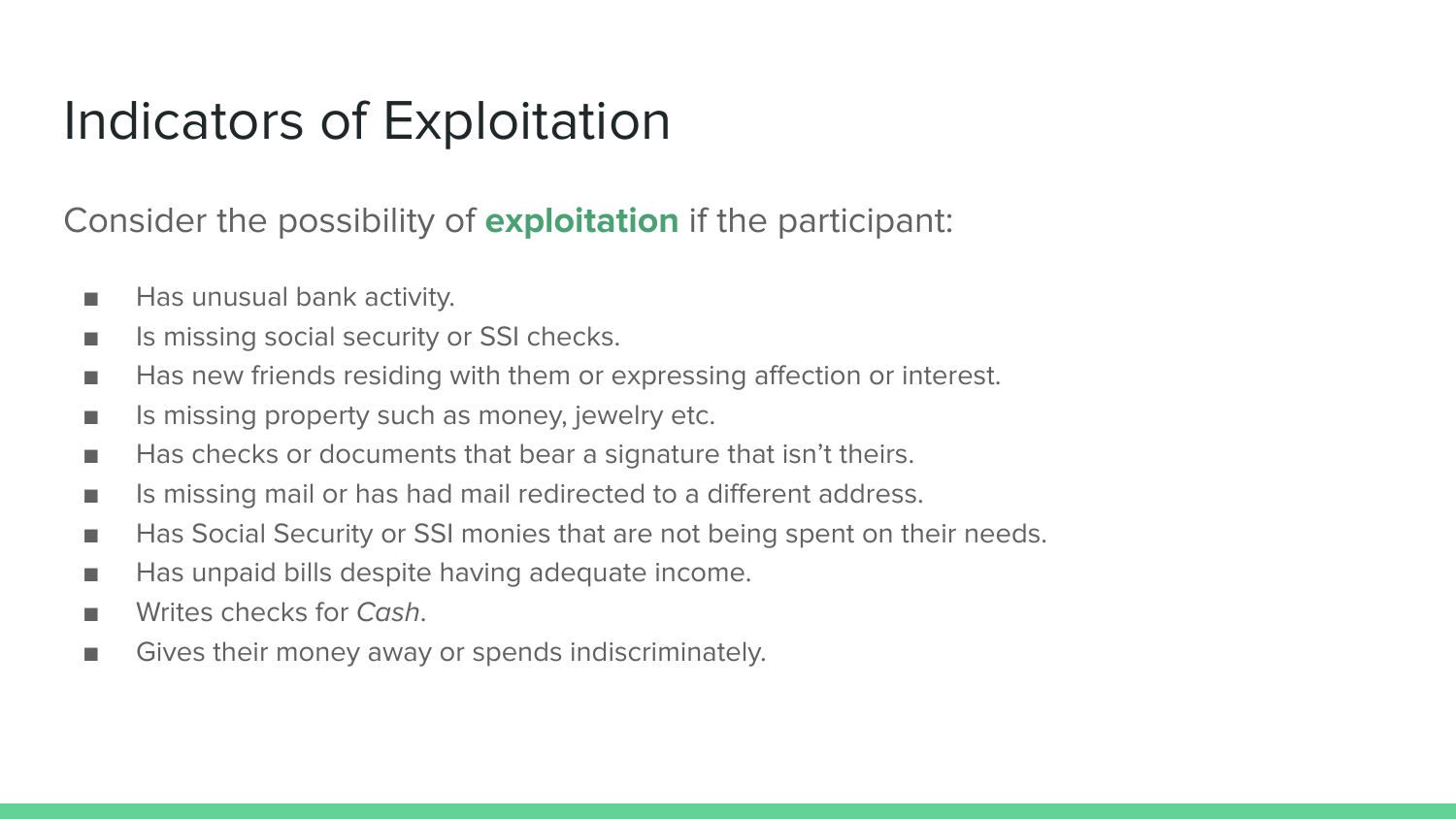# Indicators of Exploitation

Consider the possibility of **exploitation** if the participant:

- Has unusual bank activity.
- Is missing social security or SSI checks.
- Has new friends residing with them or expressing affection or interest.
- Is missing property such as money, jewelry etc.
- Has checks or documents that bear a signature that isn't theirs.
- Is missing mail or has had mail redirected to a different address.
- Has Social Security or SSI monies that are not being spent on their needs.
- Has unpaid bills despite having adequate income.
- Writes checks for *Cash*.
- Gives their money away or spends indiscriminately.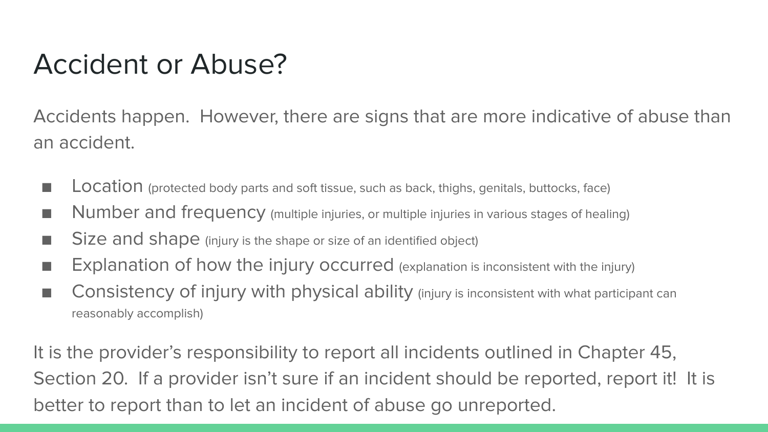# Accident or Abuse?

Accidents happen. However, there are signs that are more indicative of abuse than an accident.

- Location (protected body parts and soft tissue, such as back, thighs, genitals, buttocks, face)
- Number and frequency (multiple injuries, or multiple injuries in various stages of healing)
- Size and shape (injury is the shape or size of an identified object)
- Explanation of how the injury occurred (explanation is inconsistent with the injury)
- Consistency of injury with physical ability (injury is inconsistent with what participant can reasonably accomplish)

It is the provider's responsibility to report all incidents outlined in Chapter 45, Section 20. If a provider isn't sure if an incident should be reported, report it! It is better to report than to let an incident of abuse go unreported.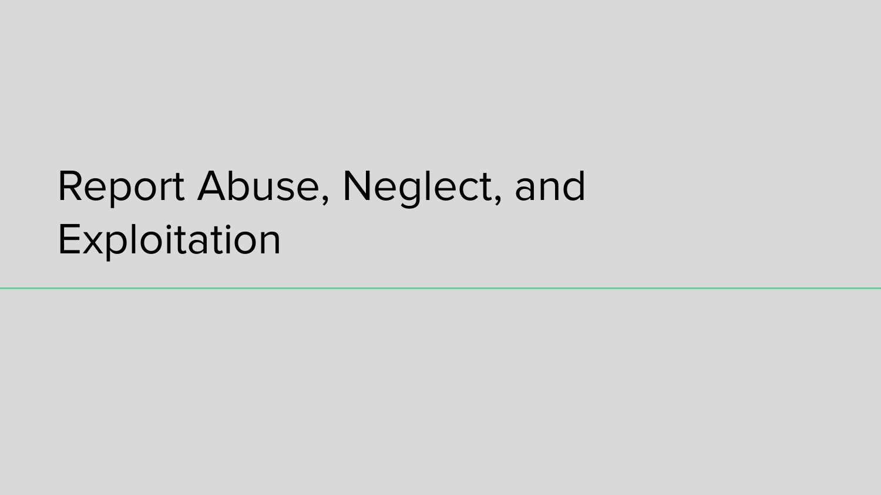# Report Abuse, Neglect, and Exploitation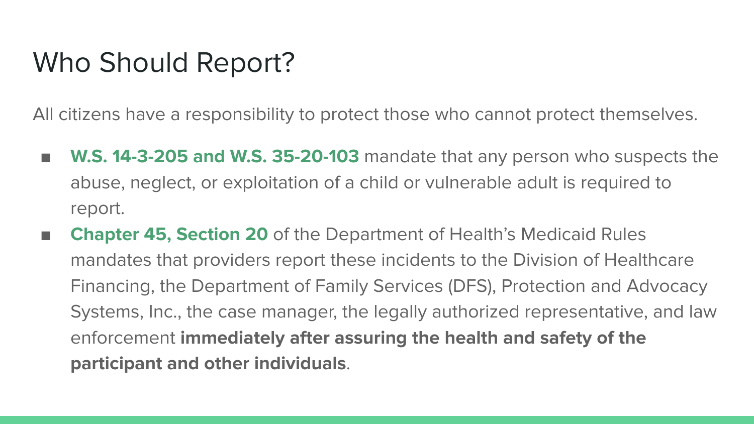# Who Should Report?

All citizens have a responsibility to protect those who cannot protect themselves.

- **W.S. 14-3-205 and W.S. 35-20-103** mandate that any person who suspects the abuse, neglect, or exploitation of a child or vulnerable adult is required to report.
- **Chapter 45, Section 20** of the Department of Health's Medicaid Rules mandates that providers report these incidents to the Division of Healthcare Financing, the Department of Family Services (DFS), Protection and Advocacy Systems, Inc., the case manager, the legally authorized representative, and law enforcement **immediately after assuring the health and safety of the participant and other individuals**.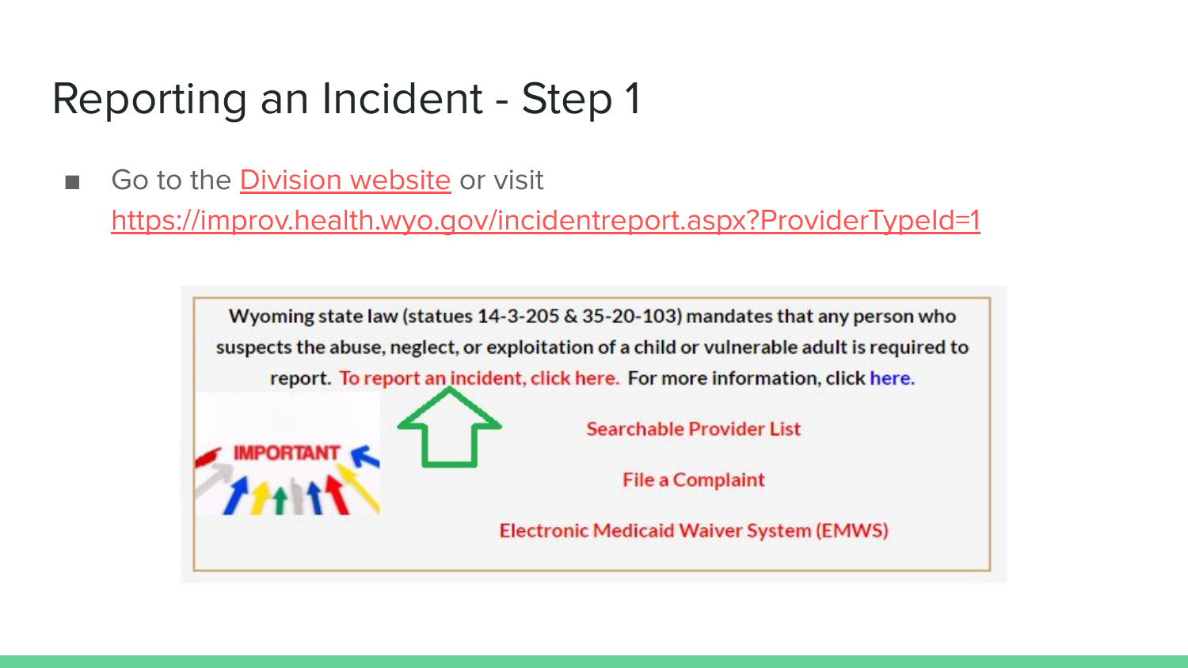# Reporting an Incident - Step 1

- Go to the Division website or visit https://improv.health.wyo.gov/incidentreport.aspx?ProviderTypeId=1

Wyoming state law (statues 14-3-205 & 35-20-103) mandates that any person who suspects the abuse, neglect, or exploitation of a child or vulnerable adult is required to report. To report an incident, click here. For more information, click here.

IMPORTANT

Searchable Provider List

File a Complaint

Electronic Medicaid Waiver System (EMWS)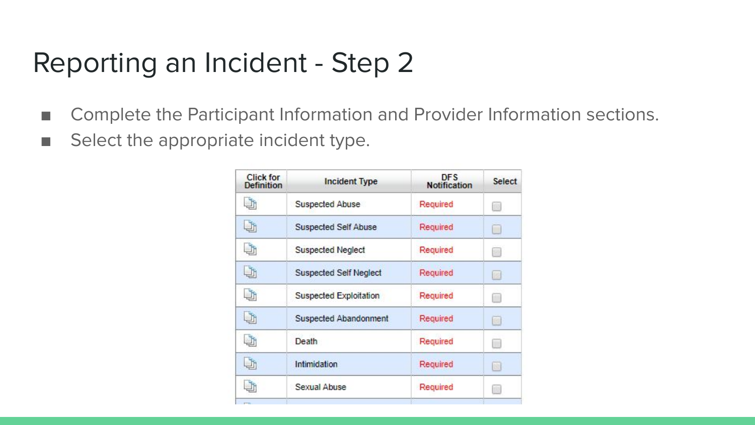# Reporting an Incident - Step 2

- Complete the Participant Information and Provider Information sections.
- Select the appropriate incident type.

| Click for Definition | Incident Type | DFS Notification | Select |
|---|---|---|---|
| | Suspected Abuse | Required | ☐ |
| | Suspected Self Abuse | Required | ☐ |
| | Suspected Neglect | Required | ☐ |
| | Suspected Self Neglect | Required | ☐ |
| | Suspected Exploitation | Required | ☐ |
| | Suspected Abandonment | Required | ☐ |
| | Death | Required | ☐ |
| | Intimidation | Required | ☐ |
| | Sexual Abuse | Required | ☐ |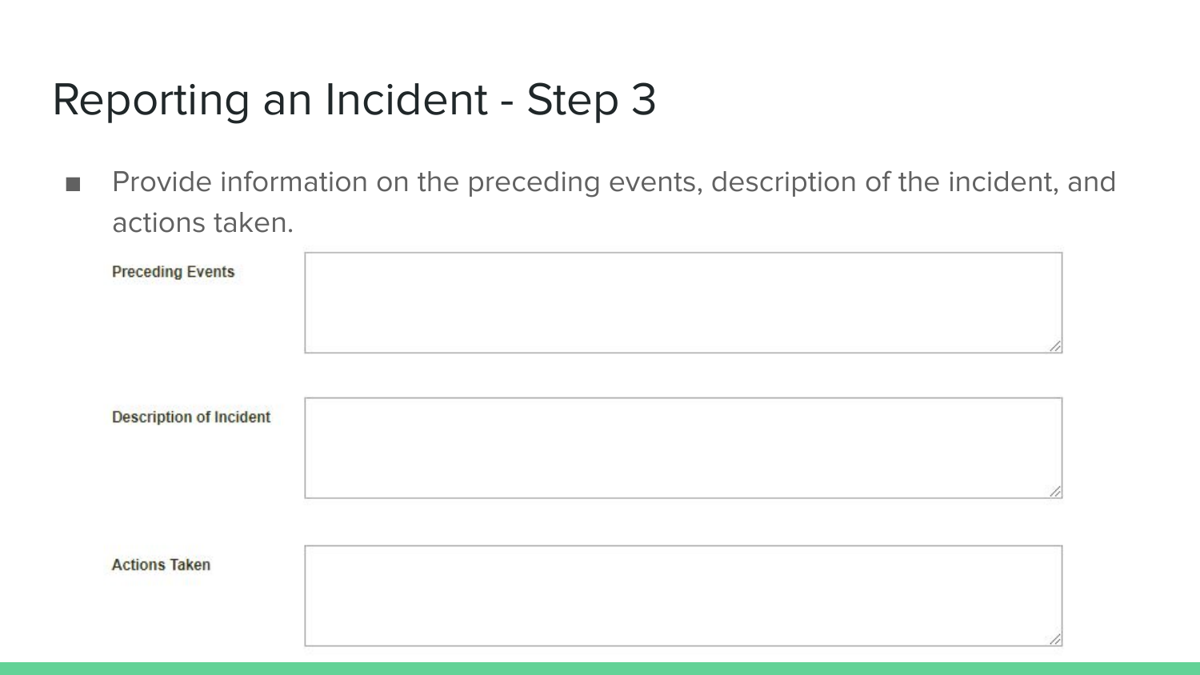# Reporting an Incident - Step 3

- Provide information on the preceding events, description of the incident, and actions taken.

**Preceding Events**

**Description of Incident**

**Actions Taken**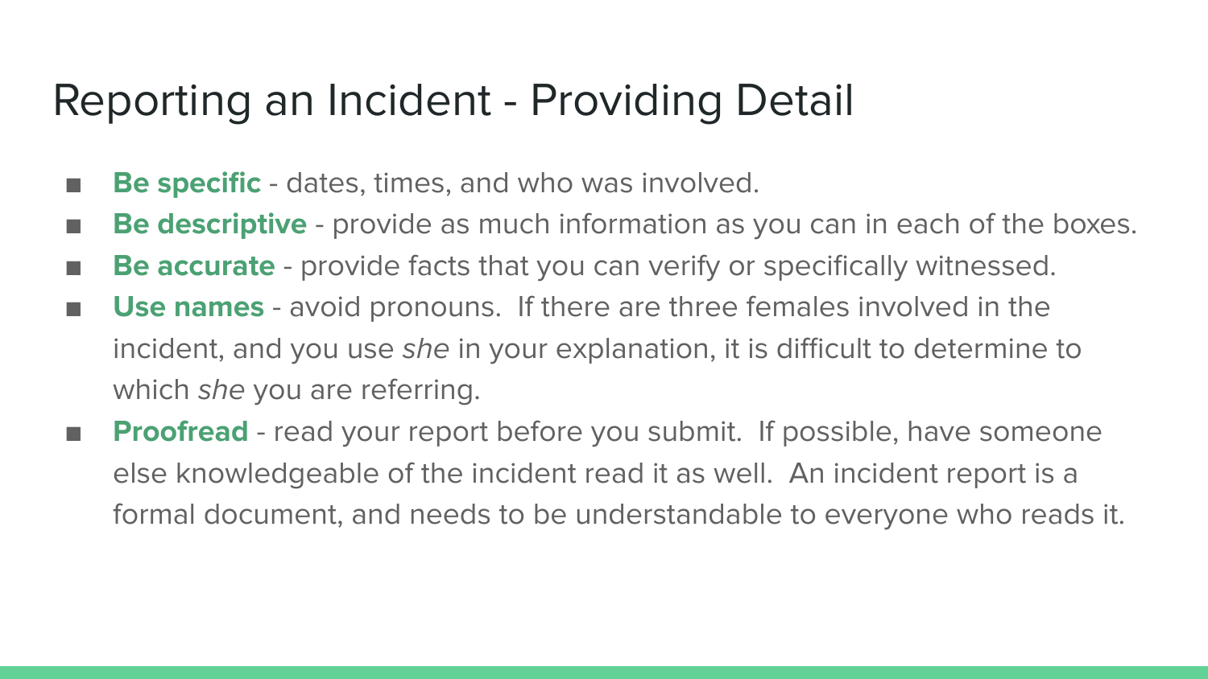# Reporting an Incident - Providing Detail

- **Be specific** - dates, times, and who was involved.
- **Be descriptive** - provide as much information as you can in each of the boxes.
- **Be accurate** - provide facts that you can verify or specifically witnessed.
- **Use names** - avoid pronouns. If there are three females involved in the incident, and you use *she* in your explanation, it is difficult to determine to which *she* you are referring.
- **Proofread** - read your report before you submit. If possible, have someone else knowledgeable of the incident read it as well. An incident report is a formal document, and needs to be understandable to everyone who reads it.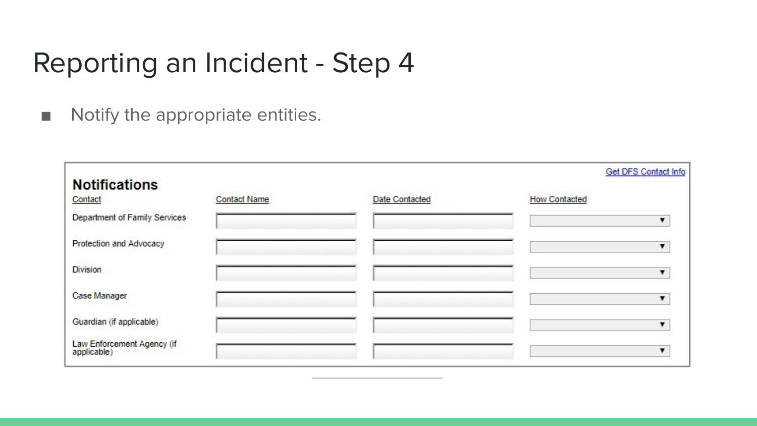# Reporting an Incident - Step 4

- Notify the appropriate entities.

## Notifications

Get DFS Contact Info

| Contact | Contact Name | Date Contacted | How Contacted |
| --- | --- | --- | --- |
| Department of Family Services | | | |
| Protection and Advocacy | | | |
| Division | | | |
| Case Manager | | | |
| Guardian (if applicable) | | | |
| Law Enforcement Agency (if applicable) | | | |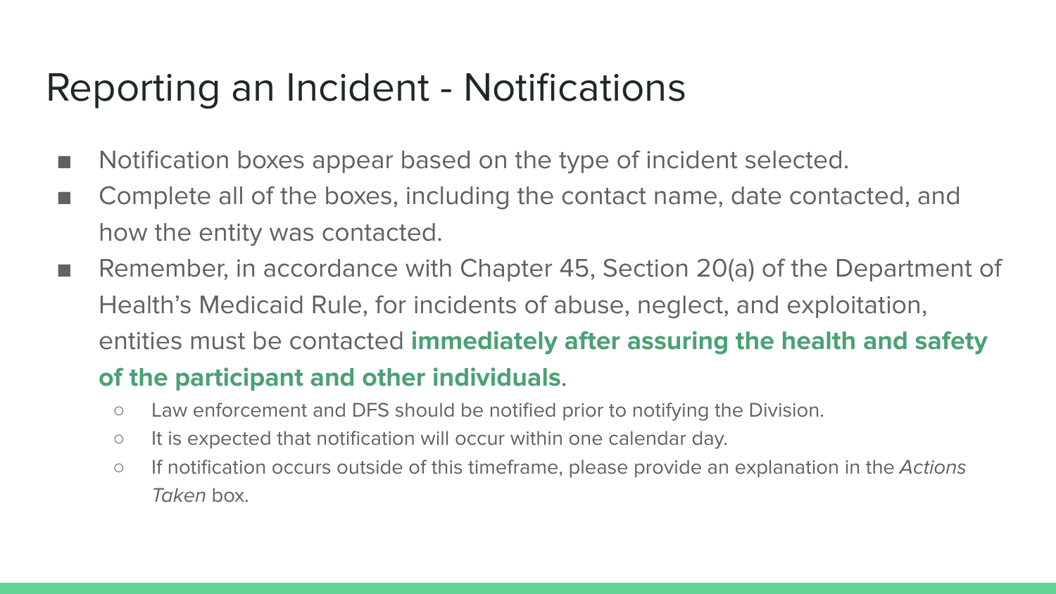# Reporting an Incident - Notifications

- Notification boxes appear based on the type of incident selected.
- Complete all of the boxes, including the contact name, date contacted, and how the entity was contacted.
- Remember, in accordance with Chapter 45, Section 20(a) of the Department of Health's Medicaid Rule, for incidents of abuse, neglect, and exploitation, entities must be contacted **immediately after assuring the health and safety of the participant and other individuals**.
  - Law enforcement and DFS should be notified prior to notifying the Division.
  - It is expected that notification will occur within one calendar day.
  - If notification occurs outside of this timeframe, please provide an explanation in the *Actions Taken* box.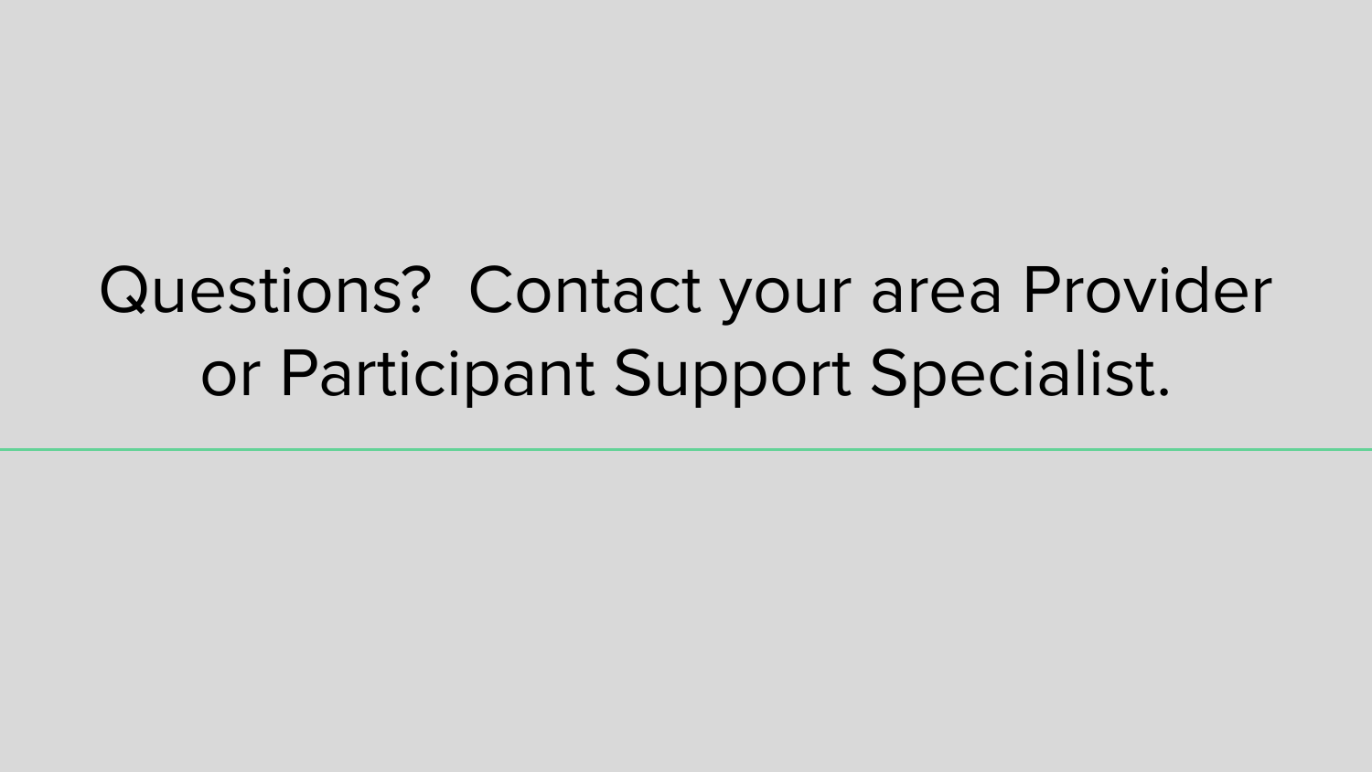Questions?  Contact your area Provider or Participant Support Specialist.